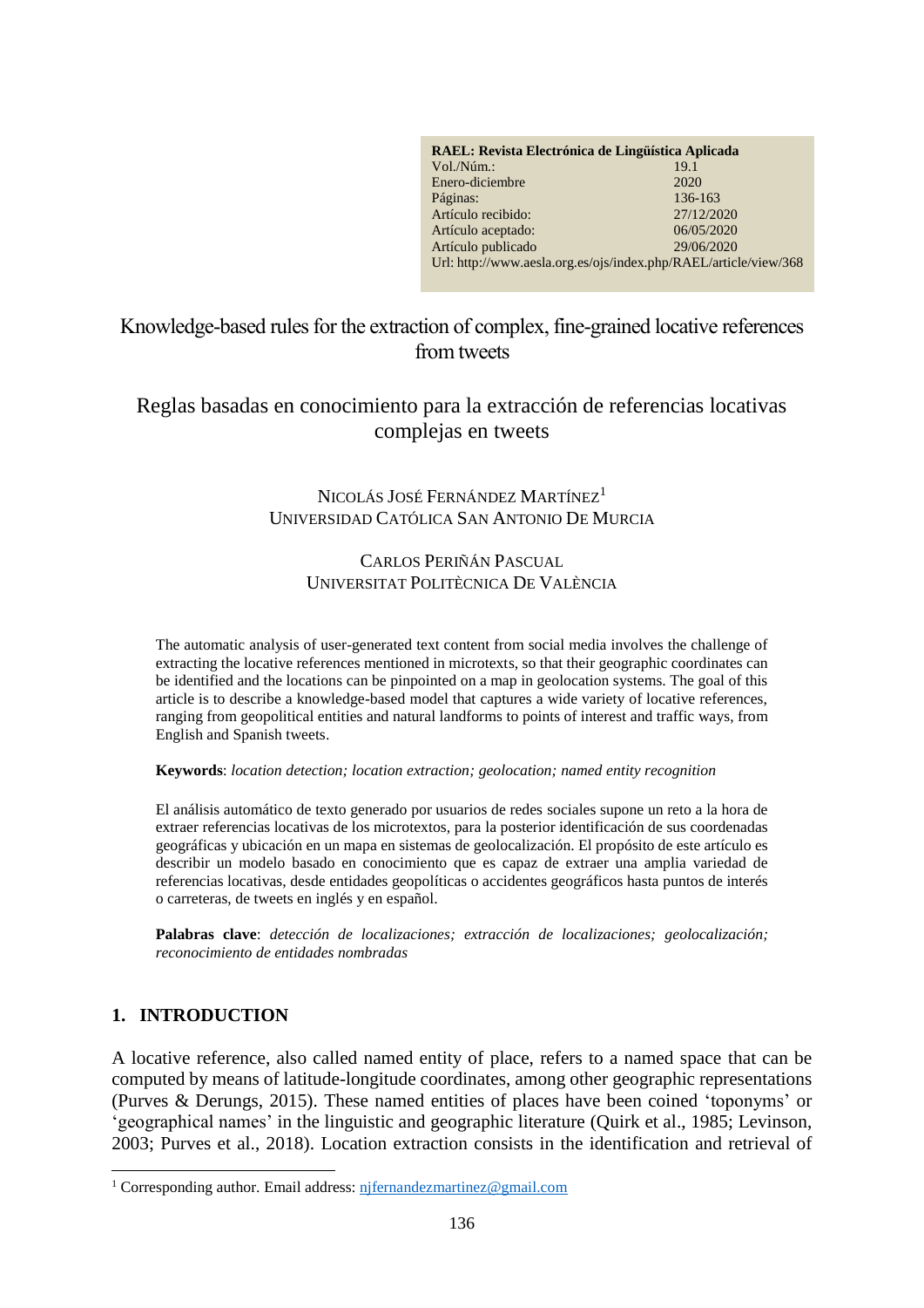**RAEL: Revista Electrónica de Lingüística Aplicada**

| | |
|---|---|
| Vol./Núm.: | 19.1 |
| Enero-diciembre | 2020 |
| Páginas: | 136-163 |
| Artículo recibido: | 27/12/2020 |
| Artículo aceptado: | 06/05/2020 |
| Artículo publicado | 29/06/2020 |

Url: http://www.aesla.org.es/ojs/index.php/RAEL/article/view/368

# Knowledge-based rules for the extraction of complex, fine-grained locative references from tweets

# Reglas basadas en conocimiento para la extracción de referencias locativas complejas en tweets

NICOLÁS JOSÉ FERNÁNDEZ MARTÍNEZ[1]
UNIVERSIDAD CATÓLICA SAN ANTONIO DE MURCIA

CARLOS PERIÑÁN PASCUAL
UNIVERSITAT POLITÈCNICA DE VALÈNCIA

The automatic analysis of user-generated text content from social media involves the challenge of extracting the locative references mentioned in microtexts, so that their geographic coordinates can be identified and the locations can be pinpointed on a map in geolocation systems. The goal of this article is to describe a knowledge-based model that captures a wide variety of locative references, ranging from geopolitical entities and natural landforms to points of interest and traffic ways, from English and Spanish tweets.

**Keywords**: *location detection; location extraction; geolocation; named entity recognition*

El análisis automático de texto generado por usuarios de redes sociales supone un reto a la hora de extraer referencias locativas de los microtextos, para la posterior identificación de sus coordenadas geográficas y ubicación en un mapa en sistemas de geolocalización. El propósito de este artículo es describir un modelo basado en conocimiento que es capaz de extraer una amplia variedad de referencias locativas, desde entidades geopolíticas o accidentes geográficos hasta puntos de interés o carreteras, de tweets en inglés y en español.

**Palabras clave**: *detección de localizaciones; extracción de localizaciones; geolocalización; reconocimiento de entidades nombradas*

## 1. INTRODUCTION

A locative reference, also called named entity of place, refers to a named space that can be computed by means of latitude-longitude coordinates, among other geographic representations (Purves & Derungs, 2015). These named entities of places have been coined 'toponyms' or 'geographical names' in the linguistic and geographic literature (Quirk et al., 1985; Levinson, 2003; Purves et al., 2018). Location extraction consists in the identification and retrieval of

[1] Corresponding author. Email address: njfernandezmartinez@gmail.com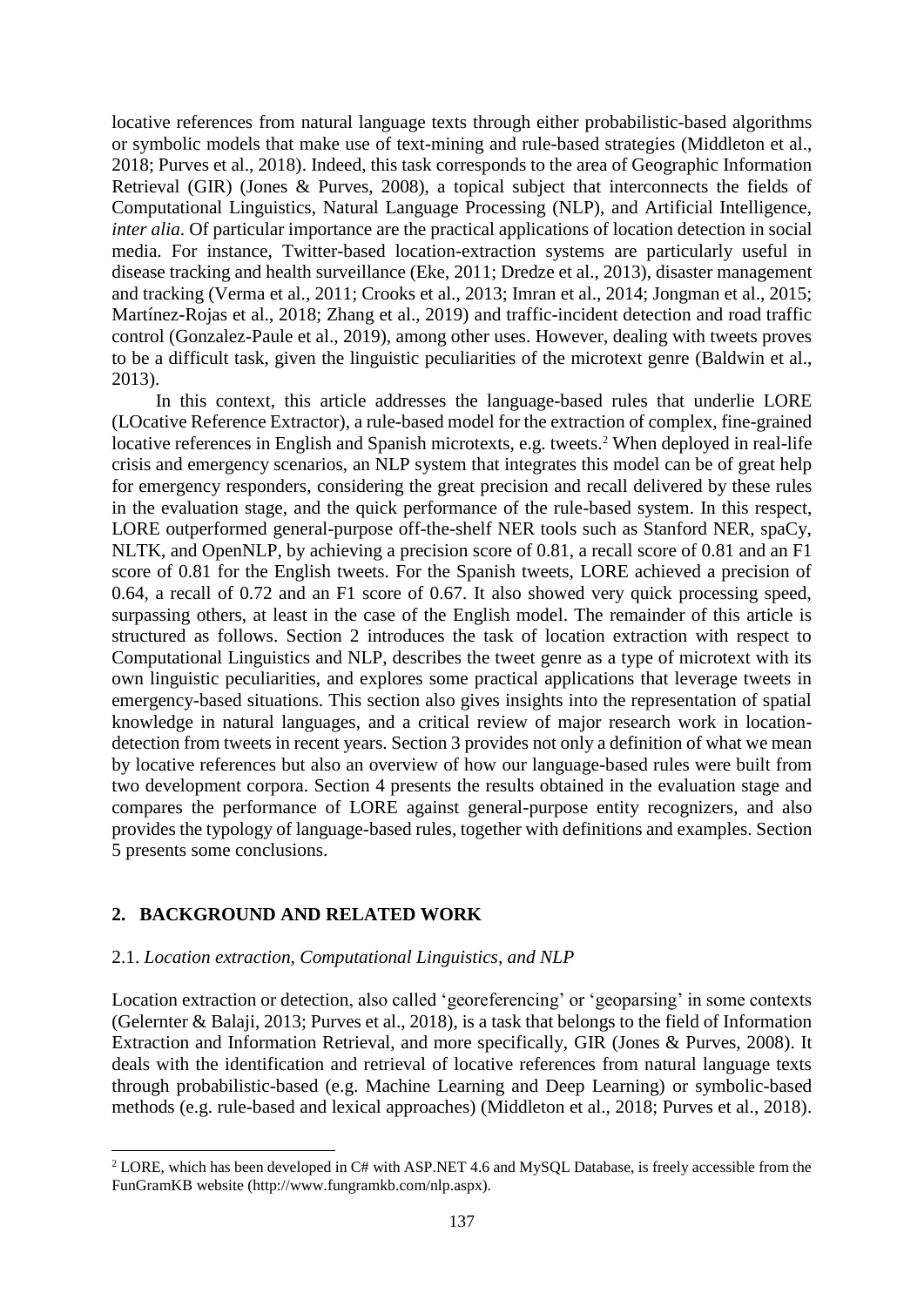locative references from natural language texts through either probabilistic-based algorithms or symbolic models that make use of text-mining and rule-based strategies (Middleton et al., 2018; Purves et al., 2018). Indeed, this task corresponds to the area of Geographic Information Retrieval (GIR) (Jones & Purves, 2008), a topical subject that interconnects the fields of Computational Linguistics, Natural Language Processing (NLP), and Artificial Intelligence, *inter alia*. Of particular importance are the practical applications of location detection in social media. For instance, Twitter-based location-extraction systems are particularly useful in disease tracking and health surveillance (Eke, 2011; Dredze et al., 2013), disaster management and tracking (Verma et al., 2011; Crooks et al., 2013; Imran et al., 2014; Jongman et al., 2015; Martínez-Rojas et al., 2018; Zhang et al., 2019) and traffic-incident detection and road traffic control (Gonzalez-Paule et al., 2019), among other uses. However, dealing with tweets proves to be a difficult task, given the linguistic peculiarities of the microtext genre (Baldwin et al., 2013).

In this context, this article addresses the language-based rules that underlie LORE (LOcative Reference Extractor), a rule-based model for the extraction of complex, fine-grained locative references in English and Spanish microtexts, e.g. tweets.[2] When deployed in real-life crisis and emergency scenarios, an NLP system that integrates this model can be of great help for emergency responders, considering the great precision and recall delivered by these rules in the evaluation stage, and the quick performance of the rule-based system. In this respect, LORE outperformed general-purpose off-the-shelf NER tools such as Stanford NER, spaCy, NLTK, and OpenNLP, by achieving a precision score of 0.81, a recall score of 0.81 and an F1 score of 0.81 for the English tweets. For the Spanish tweets, LORE achieved a precision of 0.64, a recall of 0.72 and an F1 score of 0.67. It also showed very quick processing speed, surpassing others, at least in the case of the English model. The remainder of this article is structured as follows. Section 2 introduces the task of location extraction with respect to Computational Linguistics and NLP, describes the tweet genre as a type of microtext with its own linguistic peculiarities, and explores some practical applications that leverage tweets in emergency-based situations. This section also gives insights into the representation of spatial knowledge in natural languages, and a critical review of major research work in location-detection from tweets in recent years. Section 3 provides not only a definition of what we mean by locative references but also an overview of how our language-based rules were built from two development corpora. Section 4 presents the results obtained in the evaluation stage and compares the performance of LORE against general-purpose entity recognizers, and also provides the typology of language-based rules, together with definitions and examples. Section 5 presents some conclusions.

## 2. BACKGROUND AND RELATED WORK

### 2.1. *Location extraction, Computational Linguistics, and NLP*

Location extraction or detection, also called 'georeferencing' or 'geoparsing' in some contexts (Gelernter & Balaji, 2013; Purves et al., 2018), is a task that belongs to the field of Information Extraction and Information Retrieval, and more specifically, GIR (Jones & Purves, 2008). It deals with the identification and retrieval of locative references from natural language texts through probabilistic-based (e.g. Machine Learning and Deep Learning) or symbolic-based methods (e.g. rule-based and lexical approaches) (Middleton et al., 2018; Purves et al., 2018).

[2] LORE, which has been developed in C# with ASP.NET 4.6 and MySQL Database, is freely accessible from the FunGramKB website (http://www.fungramkb.com/nlp.aspx).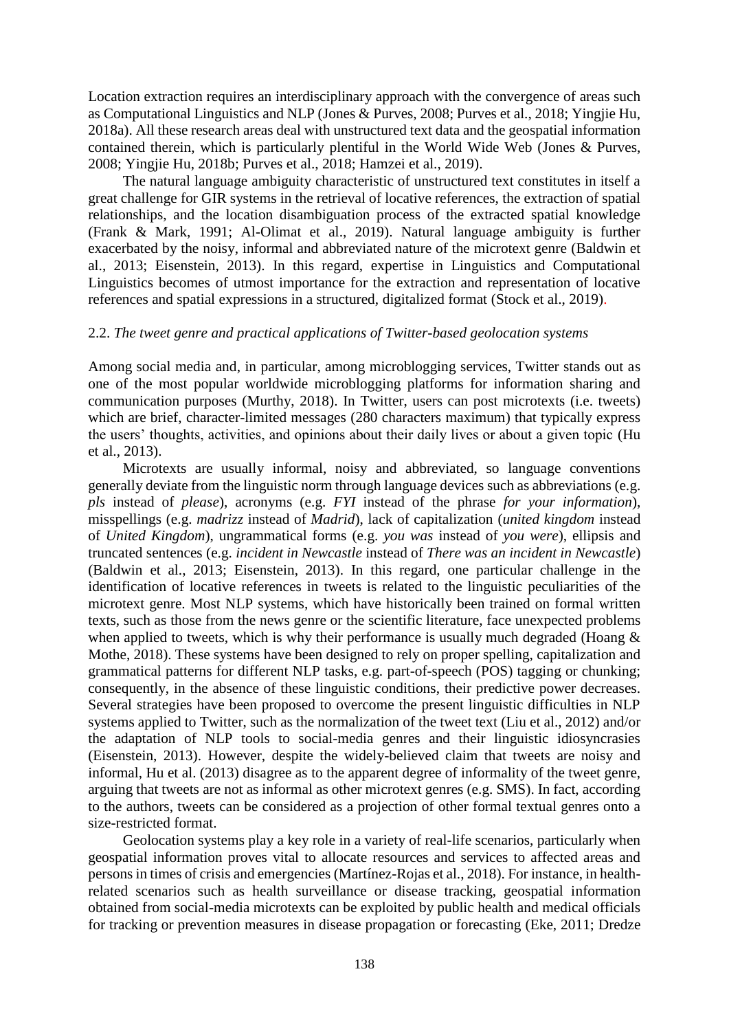Location extraction requires an interdisciplinary approach with the convergence of areas such as Computational Linguistics and NLP (Jones & Purves, 2008; Purves et al., 2018; Yingjie Hu, 2018a). All these research areas deal with unstructured text data and the geospatial information contained therein, which is particularly plentiful in the World Wide Web (Jones & Purves, 2008; Yingjie Hu, 2018b; Purves et al., 2018; Hamzei et al., 2019).

The natural language ambiguity characteristic of unstructured text constitutes in itself a great challenge for GIR systems in the retrieval of locative references, the extraction of spatial relationships, and the location disambiguation process of the extracted spatial knowledge (Frank & Mark, 1991; Al-Olimat et al., 2019). Natural language ambiguity is further exacerbated by the noisy, informal and abbreviated nature of the microtext genre (Baldwin et al., 2013; Eisenstein, 2013). In this regard, expertise in Linguistics and Computational Linguistics becomes of utmost importance for the extraction and representation of locative references and spatial expressions in a structured, digitalized format (Stock et al., 2019).

## 2.2. *The tweet genre and practical applications of Twitter-based geolocation systems*

Among social media and, in particular, among microblogging services, Twitter stands out as one of the most popular worldwide microblogging platforms for information sharing and communication purposes (Murthy, 2018). In Twitter, users can post microtexts (i.e. tweets) which are brief, character-limited messages (280 characters maximum) that typically express the users' thoughts, activities, and opinions about their daily lives or about a given topic (Hu et al., 2013).

Microtexts are usually informal, noisy and abbreviated, so language conventions generally deviate from the linguistic norm through language devices such as abbreviations (e.g. *pls* instead of *please*), acronyms (e.g. *FYI* instead of the phrase *for your information*), misspellings (e.g. *madrizz* instead of *Madrid*), lack of capitalization (*united kingdom* instead of *United Kingdom*), ungrammatical forms (e.g. *you was* instead of *you were*), ellipsis and truncated sentences (e.g. *incident in Newcastle* instead of *There was an incident in Newcastle*) (Baldwin et al., 2013; Eisenstein, 2013). In this regard, one particular challenge in the identification of locative references in tweets is related to the linguistic peculiarities of the microtext genre. Most NLP systems, which have historically been trained on formal written texts, such as those from the news genre or the scientific literature, face unexpected problems when applied to tweets, which is why their performance is usually much degraded (Hoang & Mothe, 2018). These systems have been designed to rely on proper spelling, capitalization and grammatical patterns for different NLP tasks, e.g. part-of-speech (POS) tagging or chunking; consequently, in the absence of these linguistic conditions, their predictive power decreases. Several strategies have been proposed to overcome the present linguistic difficulties in NLP systems applied to Twitter, such as the normalization of the tweet text (Liu et al., 2012) and/or the adaptation of NLP tools to social-media genres and their linguistic idiosyncrasies (Eisenstein, 2013). However, despite the widely-believed claim that tweets are noisy and informal, Hu et al. (2013) disagree as to the apparent degree of informality of the tweet genre, arguing that tweets are not as informal as other microtext genres (e.g. SMS). In fact, according to the authors, tweets can be considered as a projection of other formal textual genres onto a size-restricted format.

Geolocation systems play a key role in a variety of real-life scenarios, particularly when geospatial information proves vital to allocate resources and services to affected areas and persons in times of crisis and emergencies (Martínez-Rojas et al., 2018). For instance, in health-related scenarios such as health surveillance or disease tracking, geospatial information obtained from social-media microtexts can be exploited by public health and medical officials for tracking or prevention measures in disease propagation or forecasting (Eke, 2011; Dredze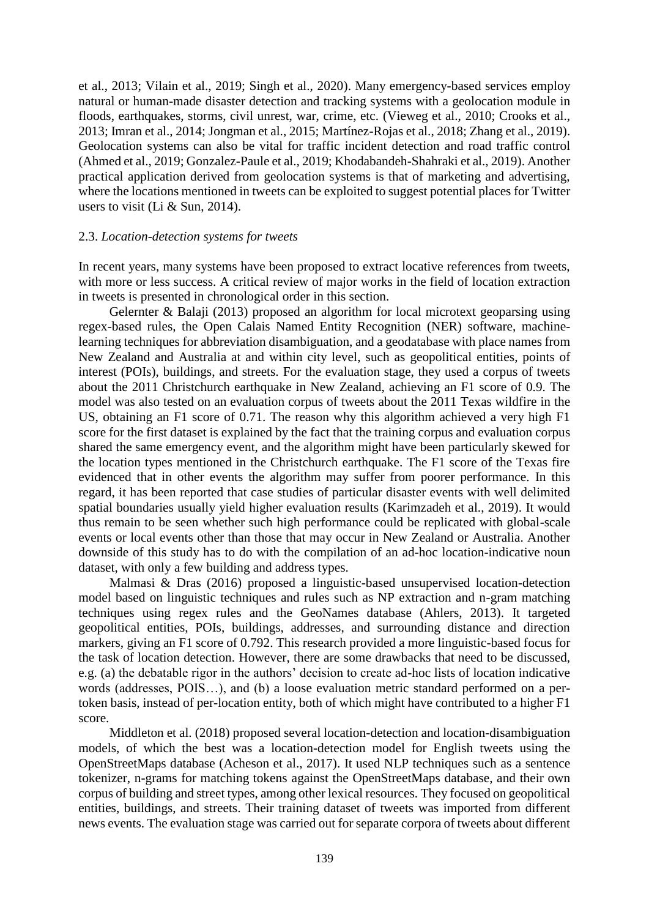et al., 2013; Vilain et al., 2019; Singh et al., 2020). Many emergency-based services employ natural or human-made disaster detection and tracking systems with a geolocation module in floods, earthquakes, storms, civil unrest, war, crime, etc. (Vieweg et al., 2010; Crooks et al., 2013; Imran et al., 2014; Jongman et al., 2015; Martínez-Rojas et al., 2018; Zhang et al., 2019). Geolocation systems can also be vital for traffic incident detection and road traffic control (Ahmed et al., 2019; Gonzalez-Paule et al., 2019; Khodabandeh-Shahraki et al., 2019). Another practical application derived from geolocation systems is that of marketing and advertising, where the locations mentioned in tweets can be exploited to suggest potential places for Twitter users to visit (Li & Sun, 2014).

### 2.3. *Location-detection systems for tweets*

In recent years, many systems have been proposed to extract locative references from tweets, with more or less success. A critical review of major works in the field of location extraction in tweets is presented in chronological order in this section.

Gelernter & Balaji (2013) proposed an algorithm for local microtext geoparsing using regex-based rules, the Open Calais Named Entity Recognition (NER) software, machine-learning techniques for abbreviation disambiguation, and a geodatabase with place names from New Zealand and Australia at and within city level, such as geopolitical entities, points of interest (POIs), buildings, and streets. For the evaluation stage, they used a corpus of tweets about the 2011 Christchurch earthquake in New Zealand, achieving an F1 score of 0.9. The model was also tested on an evaluation corpus of tweets about the 2011 Texas wildfire in the US, obtaining an F1 score of 0.71. The reason why this algorithm achieved a very high F1 score for the first dataset is explained by the fact that the training corpus and evaluation corpus shared the same emergency event, and the algorithm might have been particularly skewed for the location types mentioned in the Christchurch earthquake. The F1 score of the Texas fire evidenced that in other events the algorithm may suffer from poorer performance. In this regard, it has been reported that case studies of particular disaster events with well delimited spatial boundaries usually yield higher evaluation results (Karimzadeh et al., 2019). It would thus remain to be seen whether such high performance could be replicated with global-scale events or local events other than those that may occur in New Zealand or Australia. Another downside of this study has to do with the compilation of an ad-hoc location-indicative noun dataset, with only a few building and address types.

Malmasi & Dras (2016) proposed a linguistic-based unsupervised location-detection model based on linguistic techniques and rules such as NP extraction and n-gram matching techniques using regex rules and the GeoNames database (Ahlers, 2013). It targeted geopolitical entities, POIs, buildings, addresses, and surrounding distance and direction markers, giving an F1 score of 0.792. This research provided a more linguistic-based focus for the task of location detection. However, there are some drawbacks that need to be discussed, e.g. (a) the debatable rigor in the authors' decision to create ad-hoc lists of location indicative words (addresses, POIS…), and (b) a loose evaluation metric standard performed on a per-token basis, instead of per-location entity, both of which might have contributed to a higher F1 score.

Middleton et al. (2018) proposed several location-detection and location-disambiguation models, of which the best was a location-detection model for English tweets using the OpenStreetMaps database (Acheson et al., 2017). It used NLP techniques such as a sentence tokenizer, n-grams for matching tokens against the OpenStreetMaps database, and their own corpus of building and street types, among other lexical resources. They focused on geopolitical entities, buildings, and streets. Their training dataset of tweets was imported from different news events. The evaluation stage was carried out for separate corpora of tweets about different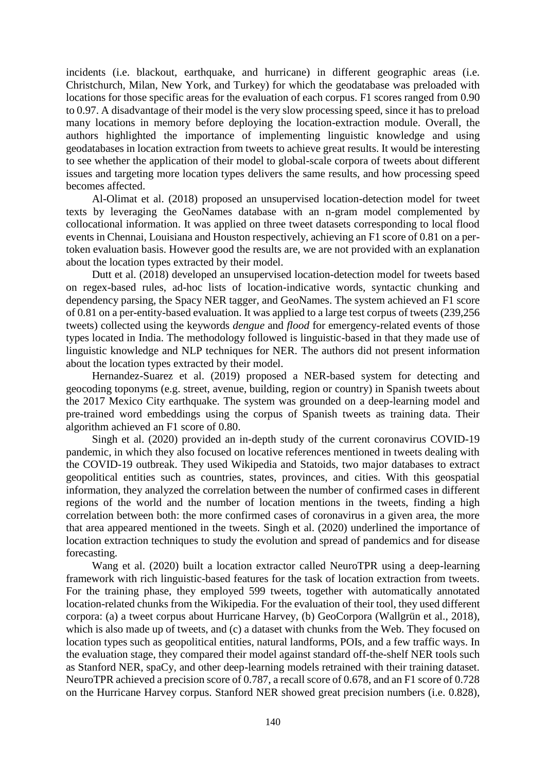incidents (i.e. blackout, earthquake, and hurricane) in different geographic areas (i.e. Christchurch, Milan, New York, and Turkey) for which the geodatabase was preloaded with locations for those specific areas for the evaluation of each corpus. F1 scores ranged from 0.90 to 0.97. A disadvantage of their model is the very slow processing speed, since it has to preload many locations in memory before deploying the location-extraction module. Overall, the authors highlighted the importance of implementing linguistic knowledge and using geodatabases in location extraction from tweets to achieve great results. It would be interesting to see whether the application of their model to global-scale corpora of tweets about different issues and targeting more location types delivers the same results, and how processing speed becomes affected.

Al-Olimat et al. (2018) proposed an unsupervised location-detection model for tweet texts by leveraging the GeoNames database with an n-gram model complemented by collocational information. It was applied on three tweet datasets corresponding to local flood events in Chennai, Louisiana and Houston respectively, achieving an F1 score of 0.81 on a per-token evaluation basis. However good the results are, we are not provided with an explanation about the location types extracted by their model.

Dutt et al. (2018) developed an unsupervised location-detection model for tweets based on regex-based rules, ad-hoc lists of location-indicative words, syntactic chunking and dependency parsing, the Spacy NER tagger, and GeoNames. The system achieved an F1 score of 0.81 on a per-entity-based evaluation. It was applied to a large test corpus of tweets (239,256 tweets) collected using the keywords *dengue* and *flood* for emergency-related events of those types located in India. The methodology followed is linguistic-based in that they made use of linguistic knowledge and NLP techniques for NER. The authors did not present information about the location types extracted by their model.

Hernandez-Suarez et al. (2019) proposed a NER-based system for detecting and geocoding toponyms (e.g. street, avenue, building, region or country) in Spanish tweets about the 2017 Mexico City earthquake. The system was grounded on a deep-learning model and pre-trained word embeddings using the corpus of Spanish tweets as training data. Their algorithm achieved an F1 score of 0.80.

Singh et al. (2020) provided an in-depth study of the current coronavirus COVID-19 pandemic, in which they also focused on locative references mentioned in tweets dealing with the COVID-19 outbreak. They used Wikipedia and Statoids, two major databases to extract geopolitical entities such as countries, states, provinces, and cities. With this geospatial information, they analyzed the correlation between the number of confirmed cases in different regions of the world and the number of location mentions in the tweets, finding a high correlation between both: the more confirmed cases of coronavirus in a given area, the more that area appeared mentioned in the tweets. Singh et al. (2020) underlined the importance of location extraction techniques to study the evolution and spread of pandemics and for disease forecasting.

Wang et al. (2020) built a location extractor called NeuroTPR using a deep-learning framework with rich linguistic-based features for the task of location extraction from tweets. For the training phase, they employed 599 tweets, together with automatically annotated location-related chunks from the Wikipedia. For the evaluation of their tool, they used different corpora: (a) a tweet corpus about Hurricane Harvey, (b) GeoCorpora (Wallgrün et al., 2018), which is also made up of tweets, and (c) a dataset with chunks from the Web. They focused on location types such as geopolitical entities, natural landforms, POIs, and a few traffic ways. In the evaluation stage, they compared their model against standard off-the-shelf NER tools such as Stanford NER, spaCy, and other deep-learning models retrained with their training dataset. NeuroTPR achieved a precision score of 0.787, a recall score of 0.678, and an F1 score of 0.728 on the Hurricane Harvey corpus. Stanford NER showed great precision numbers (i.e. 0.828),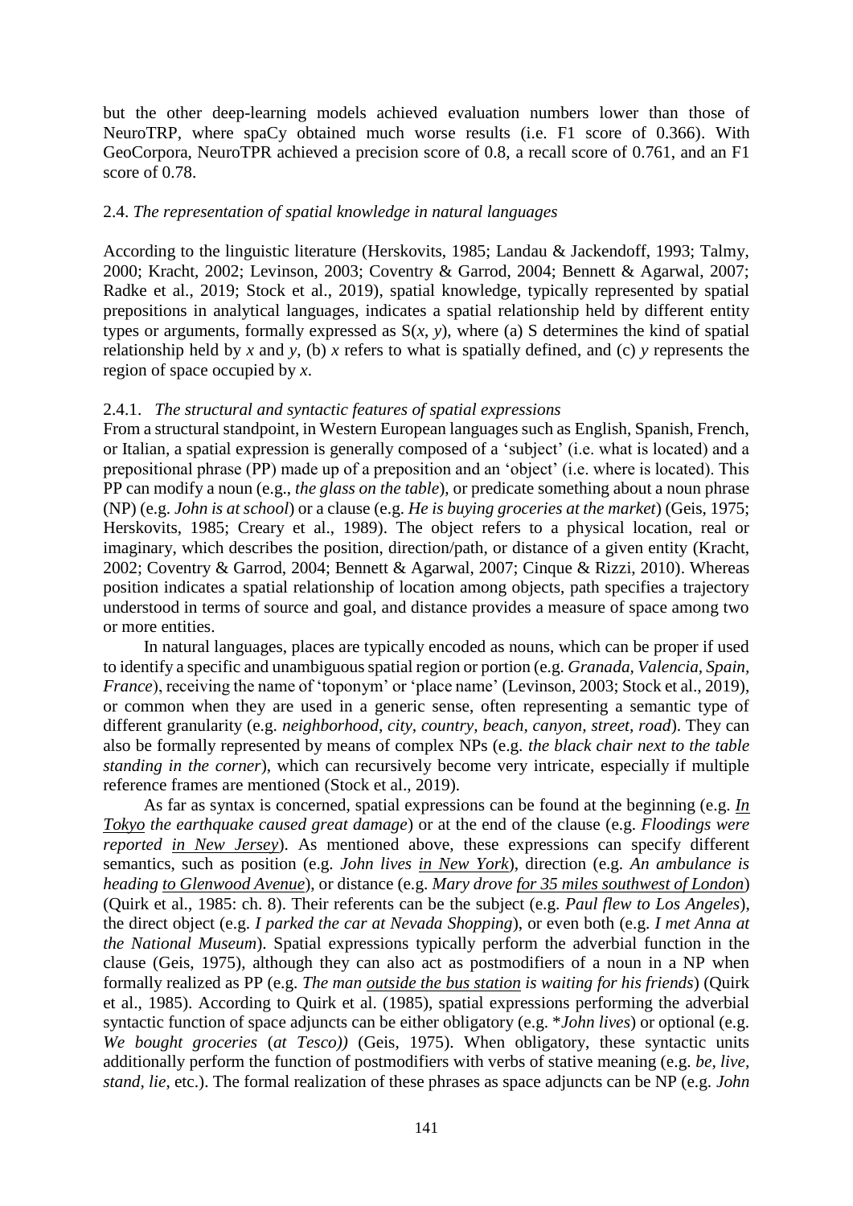but the other deep-learning models achieved evaluation numbers lower than those of NeuroTRP, where spaCy obtained much worse results (i.e. F1 score of 0.366). With GeoCorpora, NeuroTPR achieved a precision score of 0.8, a recall score of 0.761, and an F1 score of 0.78.

### 2.4. *The representation of spatial knowledge in natural languages*

According to the linguistic literature (Herskovits, 1985; Landau & Jackendoff, 1993; Talmy, 2000; Kracht, 2002; Levinson, 2003; Coventry & Garrod, 2004; Bennett & Agarwal, 2007; Radke et al., 2019; Stock et al., 2019), spatial knowledge, typically represented by spatial prepositions in analytical languages, indicates a spatial relationship held by different entity types or arguments, formally expressed as $S(x, y)$, where (a) S determines the kind of spatial relationship held by $x$ and $y$, (b) $x$ refers to what is spatially defined, and (c) $y$ represents the region of space occupied by $x$.

#### 2.4.1. *The structural and syntactic features of spatial expressions*

From a structural standpoint, in Western European languages such as English, Spanish, French, or Italian, a spatial expression is generally composed of a 'subject' (i.e. what is located) and a prepositional phrase (PP) made up of a preposition and an 'object' (i.e. where is located). This PP can modify a noun (e.g., *the glass on the table*), or predicate something about a noun phrase (NP) (e.g. *John is at school*) or a clause (e.g. *He is buying groceries at the market*) (Geis, 1975; Herskovits, 1985; Creary et al., 1989). The object refers to a physical location, real or imaginary, which describes the position, direction/path, or distance of a given entity (Kracht, 2002; Coventry & Garrod, 2004; Bennett & Agarwal, 2007; Cinque & Rizzi, 2010). Whereas position indicates a spatial relationship of location among objects, path specifies a trajectory understood in terms of source and goal, and distance provides a measure of space among two or more entities.

In natural languages, places are typically encoded as nouns, which can be proper if used to identify a specific and unambiguous spatial region or portion (e.g. *Granada, Valencia, Spain, France*), receiving the name of 'toponym' or 'place name' (Levinson, 2003; Stock et al., 2019), or common when they are used in a generic sense, often representing a semantic type of different granularity (e.g. *neighborhood, city, country, beach, canyon, street, road*). They can also be formally represented by means of complex NPs (e.g. *the black chair next to the table standing in the corner*), which can recursively become very intricate, especially if multiple reference frames are mentioned (Stock et al., 2019).

As far as syntax is concerned, spatial expressions can be found at the beginning (e.g. *In Tokyo the earthquake caused great damage*) or at the end of the clause (e.g. *Floodings were reported in New Jersey*). As mentioned above, these expressions can specify different semantics, such as position (e.g. *John lives in New York*), direction (e.g. *An ambulance is heading to Glenwood Avenue*), or distance (e.g. *Mary drove for 35 miles southwest of London*) (Quirk et al., 1985: ch. 8). Their referents can be the subject (e.g. *Paul flew to Los Angeles*), the direct object (e.g. *I parked the car at Nevada Shopping*), or even both (e.g. *I met Anna at the National Museum*). Spatial expressions typically perform the adverbial function in the clause (Geis, 1975), although they can also act as postmodifiers of a noun in a NP when formally realized as PP (e.g. *The man outside the bus station is waiting for his friends*) (Quirk et al., 1985). According to Quirk et al. (1985), spatial expressions performing the adverbial syntactic function of space adjuncts can be either obligatory (e.g. **John lives*) or optional (e.g. *We bought groceries* (*at Tesco))* (Geis, 1975). When obligatory, these syntactic units additionally perform the function of postmodifiers with verbs of stative meaning (e.g. *be, live, stand, lie*, etc.). The formal realization of these phrases as space adjuncts can be NP (e.g. *John*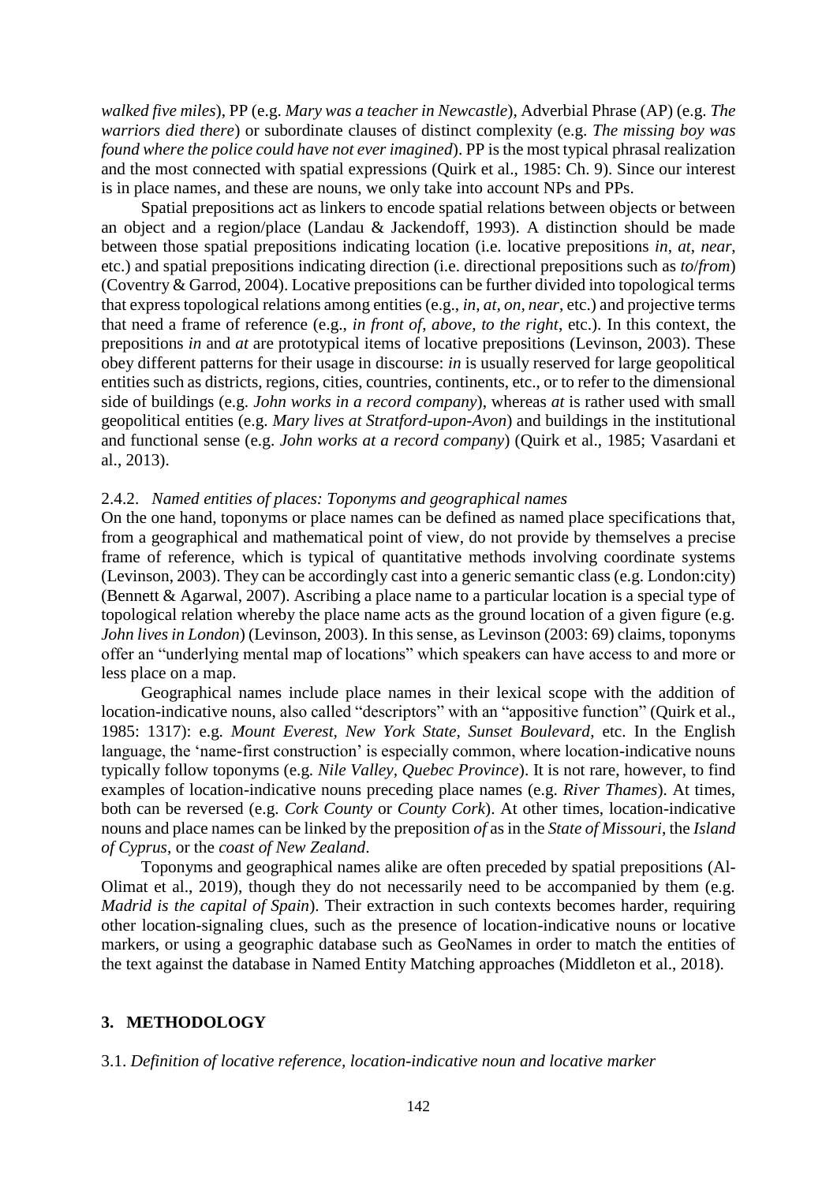*walked five miles*), PP (e.g. *Mary was a teacher in Newcastle*), Adverbial Phrase (AP) (e.g. *The warriors died there*) or subordinate clauses of distinct complexity (e.g. *The missing boy was found where the police could have not ever imagined*). PP is the most typical phrasal realization and the most connected with spatial expressions (Quirk et al., 1985: Ch. 9). Since our interest is in place names, and these are nouns, we only take into account NPs and PPs.

Spatial prepositions act as linkers to encode spatial relations between objects or between an object and a region/place (Landau & Jackendoff, 1993). A distinction should be made between those spatial prepositions indicating location (i.e. locative prepositions *in*, *at*, *near*, etc.) and spatial prepositions indicating direction (i.e. directional prepositions such as *to*/*from*) (Coventry & Garrod, 2004). Locative prepositions can be further divided into topological terms that express topological relations among entities (e.g., *in, at, on, near*, etc.) and projective terms that need a frame of reference (e.g., *in front of*, *above*, *to the right*, etc.). In this context, the prepositions *in* and *at* are prototypical items of locative prepositions (Levinson, 2003). These obey different patterns for their usage in discourse: *in* is usually reserved for large geopolitical entities such as districts, regions, cities, countries, continents, etc., or to refer to the dimensional side of buildings (e.g. *John works in a record company*), whereas *at* is rather used with small geopolitical entities (e.g. *Mary lives at Stratford-upon-Avon*) and buildings in the institutional and functional sense (e.g. *John works at a record company*) (Quirk et al., 1985; Vasardani et al., 2013).

#### 2.4.2. *Named entities of places: Toponyms and geographical names*

On the one hand, toponyms or place names can be defined as named place specifications that, from a geographical and mathematical point of view, do not provide by themselves a precise frame of reference, which is typical of quantitative methods involving coordinate systems (Levinson, 2003). They can be accordingly cast into a generic semantic class (e.g. London:city) (Bennett & Agarwal, 2007). Ascribing a place name to a particular location is a special type of topological relation whereby the place name acts as the ground location of a given figure (e.g. *John lives in London*) (Levinson, 2003). In this sense, as Levinson (2003: 69) claims, toponyms offer an "underlying mental map of locations" which speakers can have access to and more or less place on a map.

Geographical names include place names in their lexical scope with the addition of location-indicative nouns, also called "descriptors" with an "appositive function" (Quirk et al., 1985: 1317): e.g. *Mount Everest*, *New York State*, *Sunset Boulevard*, etc. In the English language, the 'name-first construction' is especially common, where location-indicative nouns typically follow toponyms (e.g. *Nile Valley*, *Quebec Province*). It is not rare, however, to find examples of location-indicative nouns preceding place names (e.g. *River Thames*). At times, both can be reversed (e.g. *Cork County* or *County Cork*). At other times, location-indicative nouns and place names can be linked by the preposition *of* as in the *State of Missouri*, the *Island of Cyprus*, or the *coast of New Zealand*.

Toponyms and geographical names alike are often preceded by spatial prepositions (Al-Olimat et al., 2019), though they do not necessarily need to be accompanied by them (e.g. *Madrid is the capital of Spain*). Their extraction in such contexts becomes harder, requiring other location-signaling clues, such as the presence of location-indicative nouns or locative markers, or using a geographic database such as GeoNames in order to match the entities of the text against the database in Named Entity Matching approaches (Middleton et al., 2018).

## 3. METHODOLOGY

### 3.1. *Definition of locative reference, location-indicative noun and locative marker*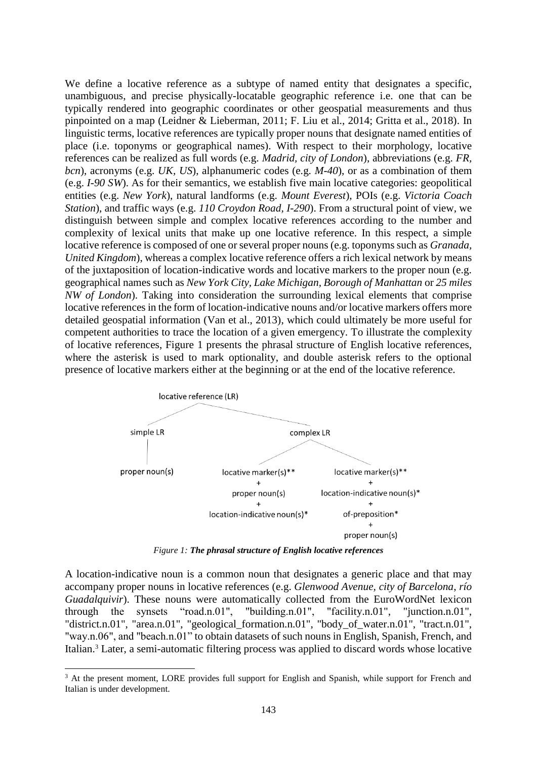We define a locative reference as a subtype of named entity that designates a specific, unambiguous, and precise physically-locatable geographic reference i.e. one that can be typically rendered into geographic coordinates or other geospatial measurements and thus pinpointed on a map (Leidner & Lieberman, 2011; F. Liu et al., 2014; Gritta et al., 2018). In linguistic terms, locative references are typically proper nouns that designate named entities of place (i.e. toponyms or geographical names). With respect to their morphology, locative references can be realized as full words (e.g. *Madrid, city of London*), abbreviations (e.g. *FR, bcn*), acronyms (e.g. *UK, US*), alphanumeric codes (e.g. *M-40*), or as a combination of them (e.g. *I-90 SW*). As for their semantics, we establish five main locative categories: geopolitical entities (e.g. *New York*), natural landforms (e.g. *Mount Everest*), POIs (e.g. *Victoria Coach Station*), and traffic ways (e.g. *110 Croydon Road, I-290*). From a structural point of view, we distinguish between simple and complex locative references according to the number and complexity of lexical units that make up one locative reference. In this respect, a simple locative reference is composed of one or several proper nouns (e.g. toponyms such as *Granada, United Kingdom*), whereas a complex locative reference offers a rich lexical network by means of the juxtaposition of location-indicative words and locative markers to the proper noun (e.g. geographical names such as *New York City, Lake Michigan, Borough of Manhattan* or *25 miles NW of London*). Taking into consideration the surrounding lexical elements that comprise locative references in the form of location-indicative nouns and/or locative markers offers more detailed geospatial information (Van et al., 2013), which could ultimately be more useful for competent authorities to trace the location of a given emergency. To illustrate the complexity of locative references, Figure 1 presents the phrasal structure of English locative references, where the asterisk is used to mark optionality, and double asterisk refers to the optional presence of locative markers either at the beginning or at the end of the locative reference.

locative reference (LR)

simple LR

proper noun(s)

complex LR

locative marker(s)**
+
proper noun(s)
+
location-indicative noun(s)*

locative marker(s)**
+
location-indicative noun(s)*
+
of-preposition*
+
proper noun(s)

*Figure 1:* ***The phrasal structure of English locative references***

A location-indicative noun is a common noun that designates a generic place and that may accompany proper nouns in locative references (e.g. *Glenwood Avenue, city of Barcelona*, *río Guadalquivir*). These nouns were automatically collected from the EuroWordNet lexicon through the synsets "road.n.01", "building.n.01", "facility.n.01", "junction.n.01", "district.n.01", "area.n.01", "geological_formation.n.01", "body_of_water.n.01", "tract.n.01", "way.n.06", and "beach.n.01" to obtain datasets of such nouns in English, Spanish, French, and Italian.[3] Later, a semi-automatic filtering process was applied to discard words whose locative

[3] At the present moment, LORE provides full support for English and Spanish, while support for French and Italian is under development.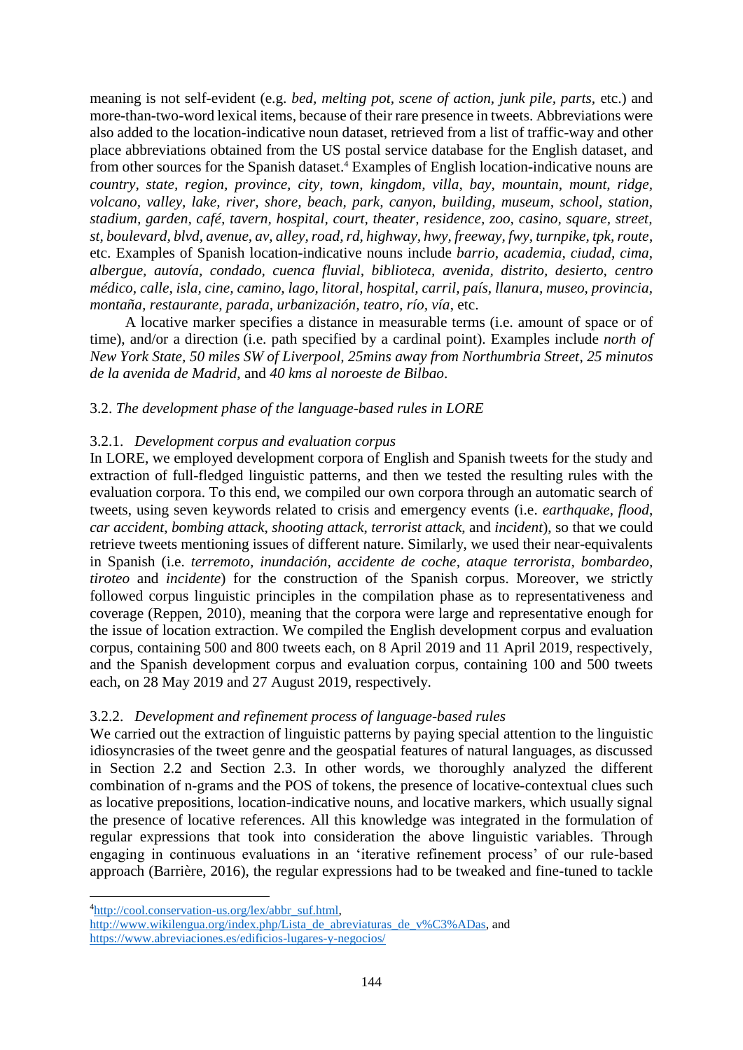meaning is not self-evident (e.g. *bed, melting pot, scene of action, junk pile, parts,* etc.) and more-than-two-word lexical items, because of their rare presence in tweets. Abbreviations were also added to the location-indicative noun dataset, retrieved from a list of traffic-way and other place abbreviations obtained from the US postal service database for the English dataset, and from other sources for the Spanish dataset.[4] Examples of English location-indicative nouns are *country, state, region, province, city, town, kingdom, villa, bay, mountain, mount, ridge, volcano, valley, lake, river, shore, beach, park, canyon, building, museum, school, station, stadium, garden, café, tavern, hospital, court, theater, residence, zoo, casino, square, street, st, boulevard, blvd, avenue, av, alley, road, rd, highway, hwy, freeway, fwy, turnpike, tpk, route*, etc. Examples of Spanish location-indicative nouns include *barrio, academia, ciudad, cima, albergue, autovía, condado, cuenca fluvial, biblioteca, avenida, distrito, desierto, centro médico, calle, isla, cine, camino, lago, litoral, hospital, carril, país, llanura, museo, provincia, montaña, restaurante, parada, urbanización, teatro, río, vía*, etc.

A locative marker specifies a distance in measurable terms (i.e. amount of space or of time), and/or a direction (i.e. path specified by a cardinal point). Examples include *north of New York State, 50 miles SW of Liverpool, 25mins away from Northumbria Street, 25 minutos de la avenida de Madrid,* and *40 kms al noroeste de Bilbao*.

### 3.2. *The development phase of the language-based rules in LORE*

#### 3.2.1. *Development corpus and evaluation corpus*

In LORE, we employed development corpora of English and Spanish tweets for the study and extraction of full-fledged linguistic patterns, and then we tested the resulting rules with the evaluation corpora. To this end, we compiled our own corpora through an automatic search of tweets, using seven keywords related to crisis and emergency events (i.e. *earthquake*, *flood*, *car accident*, *bombing attack*, *shooting attack*, *terrorist attack*, and *incident*), so that we could retrieve tweets mentioning issues of different nature. Similarly, we used their near-equivalents in Spanish (i.e. *terremoto, inundación, accidente de coche, ataque terrorista, bombardeo, tiroteo* and *incidente*) for the construction of the Spanish corpus. Moreover, we strictly followed corpus linguistic principles in the compilation phase as to representativeness and coverage (Reppen, 2010), meaning that the corpora were large and representative enough for the issue of location extraction. We compiled the English development corpus and evaluation corpus, containing 500 and 800 tweets each, on 8 April 2019 and 11 April 2019, respectively, and the Spanish development corpus and evaluation corpus, containing 100 and 500 tweets each, on 28 May 2019 and 27 August 2019, respectively.

#### 3.2.2. *Development and refinement process of language-based rules*

We carried out the extraction of linguistic patterns by paying special attention to the linguistic idiosyncrasies of the tweet genre and the geospatial features of natural languages, as discussed in Section 2.2 and Section 2.3. In other words, we thoroughly analyzed the different combination of n-grams and the POS of tokens, the presence of locative-contextual clues such as locative prepositions, location-indicative nouns, and locative markers, which usually signal the presence of locative references. All this knowledge was integrated in the formulation of regular expressions that took into consideration the above linguistic variables. Through engaging in continuous evaluations in an 'iterative refinement process' of our rule-based approach (Barrière, 2016), the regular expressions had to be tweaked and fine-tuned to tackle

---

[4] http://cool.conservation-us.org/lex/abbr_suf.html, http://www.wikilengua.org/index.php/Lista_de_abreviaturas_de_v%C3%ADas, and https://www.abreviaciones.es/edificios-lugares-y-negocios/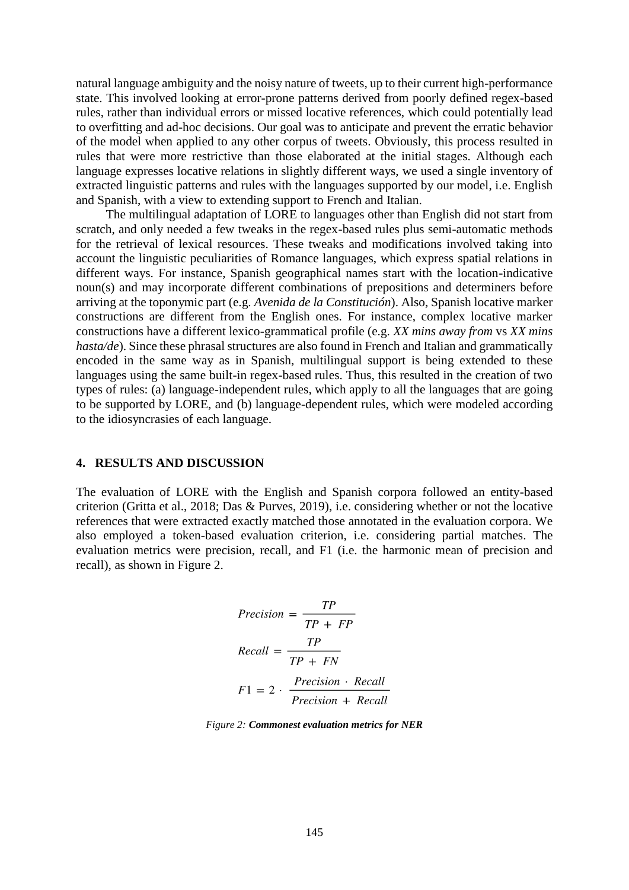natural language ambiguity and the noisy nature of tweets, up to their current high-performance state. This involved looking at error-prone patterns derived from poorly defined regex-based rules, rather than individual errors or missed locative references, which could potentially lead to overfitting and ad-hoc decisions. Our goal was to anticipate and prevent the erratic behavior of the model when applied to any other corpus of tweets. Obviously, this process resulted in rules that were more restrictive than those elaborated at the initial stages. Although each language expresses locative relations in slightly different ways, we used a single inventory of extracted linguistic patterns and rules with the languages supported by our model, i.e. English and Spanish, with a view to extending support to French and Italian.

The multilingual adaptation of LORE to languages other than English did not start from scratch, and only needed a few tweaks in the regex-based rules plus semi-automatic methods for the retrieval of lexical resources. These tweaks and modifications involved taking into account the linguistic peculiarities of Romance languages, which express spatial relations in different ways. For instance, Spanish geographical names start with the location-indicative noun(s) and may incorporate different combinations of prepositions and determiners before arriving at the toponymic part (e.g. *Avenida de la Constitución*). Also, Spanish locative marker constructions are different from the English ones. For instance, complex locative marker constructions have a different lexico-grammatical profile (e.g. *XX mins away from* vs *XX mins hasta/de*). Since these phrasal structures are also found in French and Italian and grammatically encoded in the same way as in Spanish, multilingual support is being extended to these languages using the same built-in regex-based rules. Thus, this resulted in the creation of two types of rules: (a) language-independent rules, which apply to all the languages that are going to be supported by LORE, and (b) language-dependent rules, which were modeled according to the idiosyncrasies of each language.

## 4. RESULTS AND DISCUSSION

The evaluation of LORE with the English and Spanish corpora followed an entity-based criterion (Gritta et al., 2018; Das & Purves, 2019), i.e. considering whether or not the locative references that were extracted exactly matched those annotated in the evaluation corpora. We also employed a token-based evaluation criterion, i.e. considering partial matches. The evaluation metrics were precision, recall, and F1 (i.e. the harmonic mean of precision and recall), as shown in Figure 2.

$$Precision = \frac{TP}{TP + FP}$$

$$Recall = \frac{TP}{TP + FN}$$

$$F1 = 2 \cdot \frac{Precision \cdot Recall}{Precision + Recall}$$

*Figure 2:* ***Commonest evaluation metrics for NER***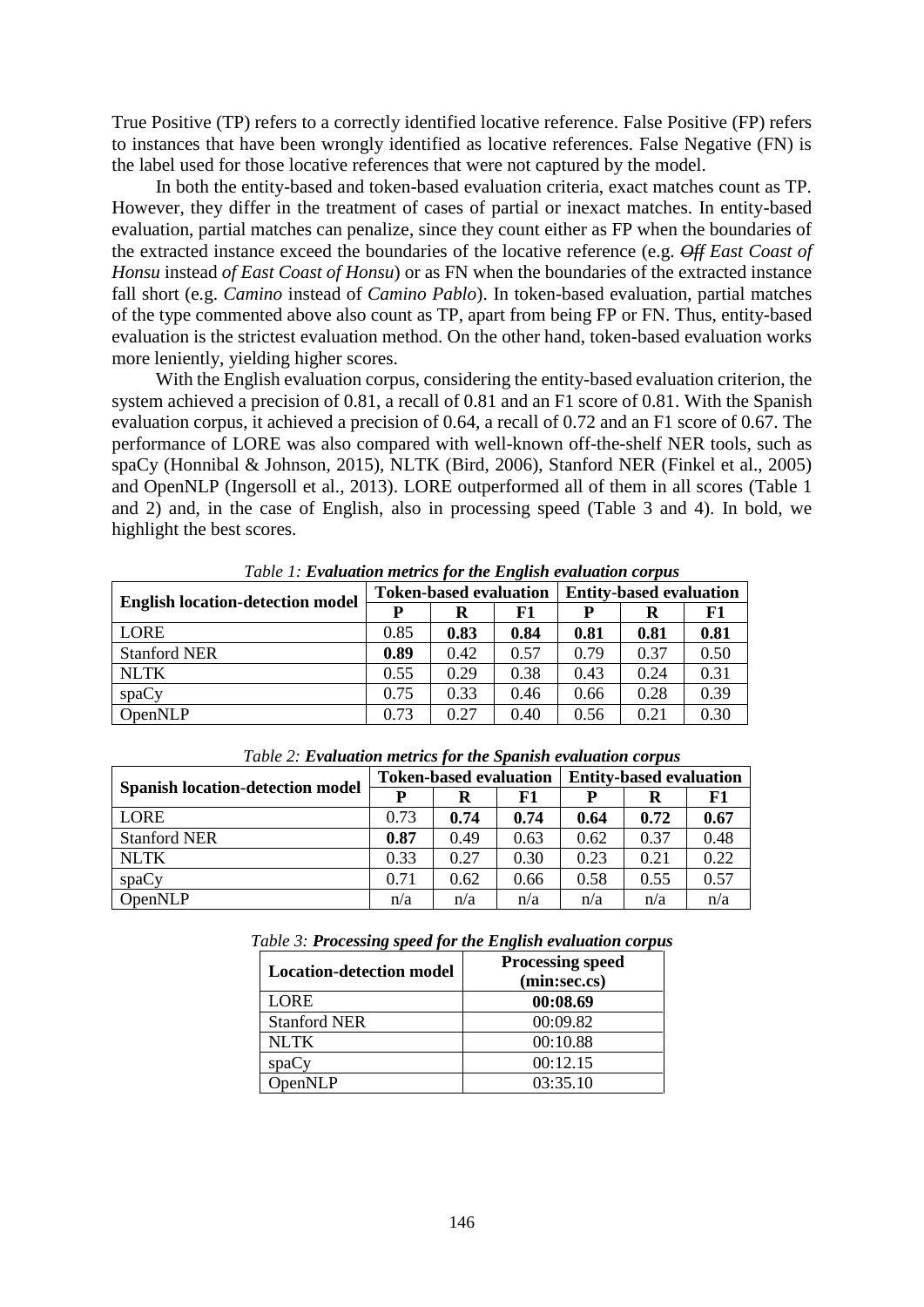True Positive (TP) refers to a correctly identified locative reference. False Positive (FP) refers to instances that have been wrongly identified as locative references. False Negative (FN) is the label used for those locative references that were not captured by the model.

In both the entity-based and token-based evaluation criteria, exact matches count as TP. However, they differ in the treatment of cases of partial or inexact matches. In entity-based evaluation, partial matches can penalize, since they count either as FP when the boundaries of the extracted instance exceed the boundaries of the locative reference (e.g. *~~Off~~ East Coast of Honsu* instead *of East Coast of Honsu*) or as FN when the boundaries of the extracted instance fall short (e.g. *Camino* instead of *Camino Pablo*). In token-based evaluation, partial matches of the type commented above also count as TP, apart from being FP or FN. Thus, entity-based evaluation is the strictest evaluation method. On the other hand, token-based evaluation works more leniently, yielding higher scores.

With the English evaluation corpus, considering the entity-based evaluation criterion, the system achieved a precision of 0.81, a recall of 0.81 and an F1 score of 0.81. With the Spanish evaluation corpus, it achieved a precision of 0.64, a recall of 0.72 and an F1 score of 0.67. The performance of LORE was also compared with well-known off-the-shelf NER tools, such as spaCy (Honnibal & Johnson, 2015), NLTK (Bird, 2006), Stanford NER (Finkel et al., 2005) and OpenNLP (Ingersoll et al., 2013). LORE outperformed all of them in all scores (Table 1 and 2) and, in the case of English, also in processing speed (Table 3 and 4). In bold, we highlight the best scores.

*Table 1:* ***Evaluation metrics for the English evaluation corpus***

| English location-detection model | Token-based evaluation | | | Entity-based evaluation | | |
|---|---|---|---|---|---|---|
| | P | R | F1 | P | R | F1 |
| LORE | 0.85 | **0.83** | **0.84** | **0.81** | **0.81** | **0.81** |
| Stanford NER | **0.89** | 0.42 | 0.57 | 0.79 | 0.37 | 0.50 |
| NLTK | 0.55 | 0.29 | 0.38 | 0.43 | 0.24 | 0.31 |
| spaCy | 0.75 | 0.33 | 0.46 | 0.66 | 0.28 | 0.39 |
| OpenNLP | 0.73 | 0.27 | 0.40 | 0.56 | 0.21 | 0.30 |

*Table 2:* ***Evaluation metrics for the Spanish evaluation corpus***

| Spanish location-detection model | Token-based evaluation | | | Entity-based evaluation | | |
|---|---|---|---|---|---|---|
| | P | R | F1 | P | R | F1 |
| LORE | 0.73 | **0.74** | **0.74** | **0.64** | **0.72** | **0.67** |
| Stanford NER | **0.87** | 0.49 | 0.63 | 0.62 | 0.37 | 0.48 |
| NLTK | 0.33 | 0.27 | 0.30 | 0.23 | 0.21 | 0.22 |
| spaCy | 0.71 | 0.62 | 0.66 | 0.58 | 0.55 | 0.57 |
| OpenNLP | n/a | n/a | n/a | n/a | n/a | n/a |

*Table 3:* ***Processing speed for the English evaluation corpus***

| Location-detection model | Processing speed (min:sec.cs) |
|---|---|
| LORE | **00:08.69** |
| Stanford NER | 00:09.82 |
| NLTK | 00:10.88 |
| spaCy | 00:12.15 |
| OpenNLP | 03:35.10 |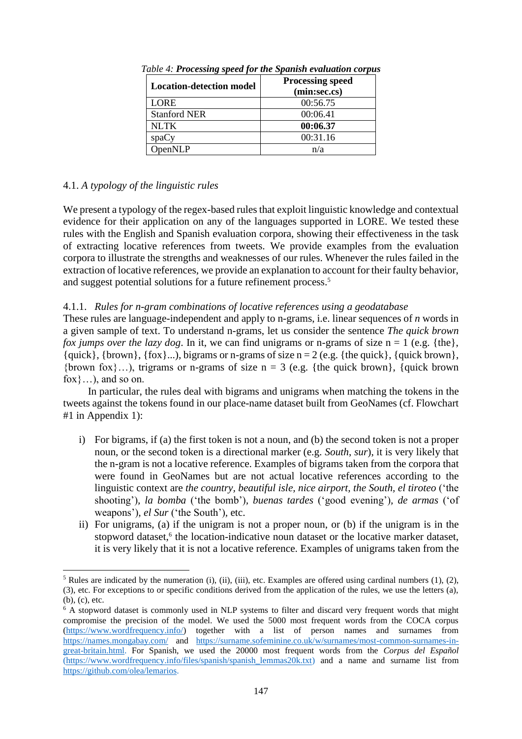*Table 4:* ***Processing speed for the Spanish evaluation corpus***

| **Location-detection model** | **Processing speed (min:sec.cs)** |
|---|---|
| LORE | 00:56.75 |
| Stanford NER | 00:06.41 |
| NLTK | **00:06.37** |
| spaCy | 00:31.16 |
| OpenNLP | n/a |

### 4.1. *A typology of the linguistic rules*

We present a typology of the regex-based rules that exploit linguistic knowledge and contextual evidence for their application on any of the languages supported in LORE. We tested these rules with the English and Spanish evaluation corpora, showing their effectiveness in the task of extracting locative references from tweets. We provide examples from the evaluation corpora to illustrate the strengths and weaknesses of our rules. Whenever the rules failed in the extraction of locative references, we provide an explanation to account for their faulty behavior, and suggest potential solutions for a future refinement process.[5]

#### 4.1.1. *Rules for n-gram combinations of locative references using a geodatabase*

These rules are language-independent and apply to n-grams, i.e. linear sequences of *n* words in a given sample of text. To understand n-grams, let us consider the sentence *The quick brown fox jumps over the lazy dog*. In it, we can find unigrams or n-grams of size n = 1 (e.g. {the}, {quick}, {brown}, {fox}...), bigrams or n-grams of size n = 2 (e.g. {the quick}, {quick brown}, {brown fox}…), trigrams or n-grams of size n = 3 (e.g. {the quick brown}, {quick brown fox}…), and so on.

In particular, the rules deal with bigrams and unigrams when matching the tokens in the tweets against the tokens found in our place-name dataset built from GeoNames (cf. Flowchart #1 in Appendix 1):

i) For bigrams, if (a) the first token is not a noun, and (b) the second token is not a proper noun, or the second token is a directional marker (e.g. *South*, *sur*), it is very likely that the n-gram is not a locative reference. Examples of bigrams taken from the corpora that were found in GeoNames but are not actual locative references according to the linguistic context are *the country, beautiful isle, nice airport, the South, el tiroteo* ('the shooting'), *la bomba* ('the bomb'), *buenas tardes* ('good evening'), *de armas* ('of weapons'), *el Sur* ('the South'), etc.

ii) For unigrams, (a) if the unigram is not a proper noun, or (b) if the unigram is in the stopword dataset,[6] the location-indicative noun dataset or the locative marker dataset, it is very likely that it is not a locative reference. Examples of unigrams taken from the

[5] Rules are indicated by the numeration (i), (ii), (iii), etc. Examples are offered using cardinal numbers (1), (2), (3), etc. For exceptions to or specific conditions derived from the application of the rules, we use the letters (a), (b), (c), etc.

[6] A stopword dataset is commonly used in NLP systems to filter and discard very frequent words that might compromise the precision of the model. We used the 5000 most frequent words from the COCA corpus (https://www.wordfrequency.info/) together with a list of person names and surnames from https://names.mongabay.com/ and https://surname.sofeminine.co.uk/w/surnames/most-common-surnames-in-great-britain.html. For Spanish, we used the 20000 most frequent words from the *Corpus del Español* (https://www.wordfrequency.info/files/spanish/spanish_lemmas20k.txt) and a name and surname list from https://github.com/olea/lemarios.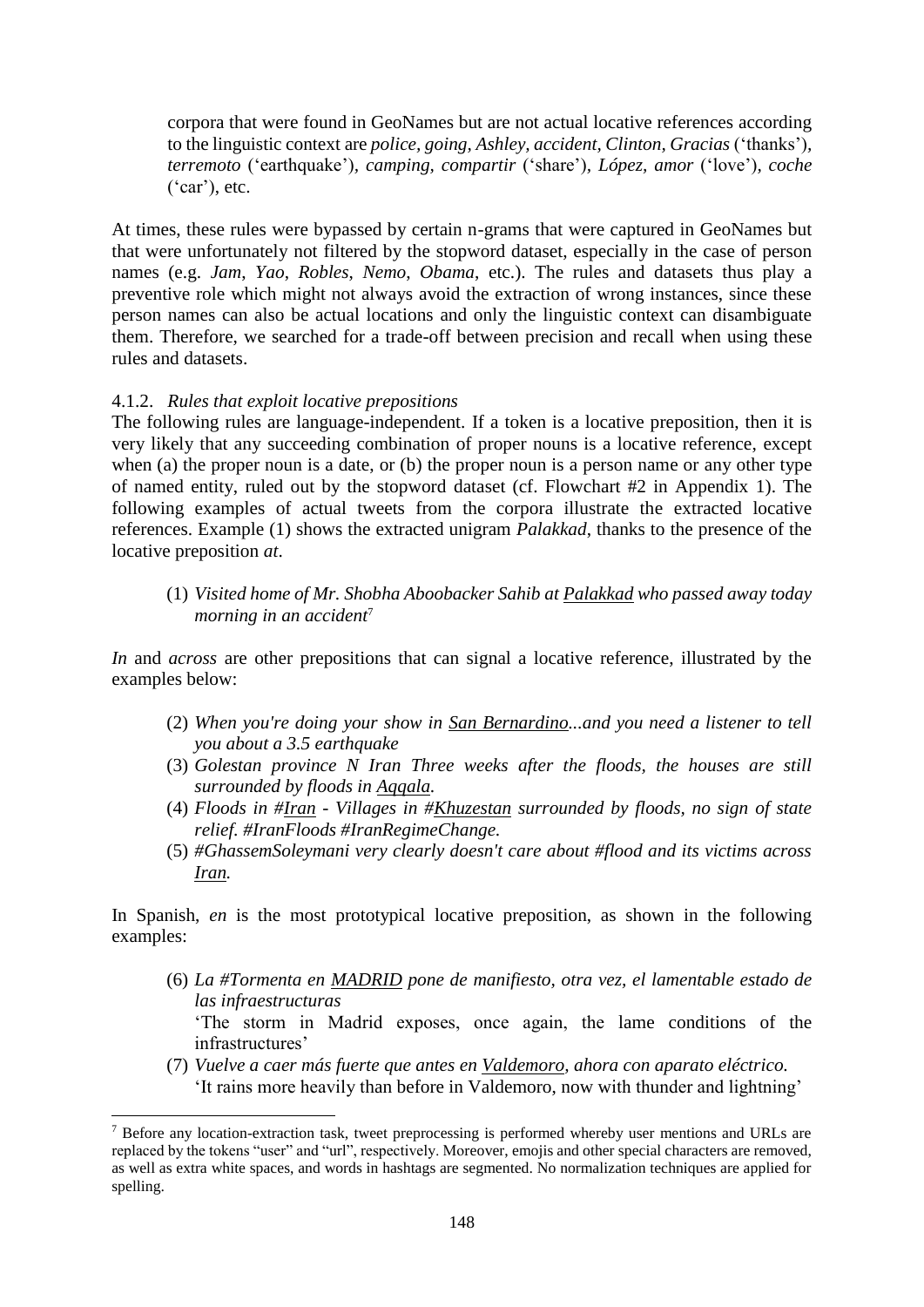corpora that were found in GeoNames but are not actual locative references according to the linguistic context are *police*, *going*, *Ashley*, *accident*, *Clinton*, *Gracias* ('thanks'), *terremoto* ('earthquake'), *camping*, *compartir* ('share'), *López*, *amor* ('love'), *coche* ('car'), etc.

At times, these rules were bypassed by certain n-grams that were captured in GeoNames but that were unfortunately not filtered by the stopword dataset, especially in the case of person names (e.g. *Jam*, *Yao*, *Robles*, *Nemo*, *Obama*, etc.). The rules and datasets thus play a preventive role which might not always avoid the extraction of wrong instances, since these person names can also be actual locations and only the linguistic context can disambiguate them. Therefore, we searched for a trade-off between precision and recall when using these rules and datasets.

#### 4.1.2. *Rules that exploit locative prepositions*

The following rules are language-independent. If a token is a locative preposition, then it is very likely that any succeeding combination of proper nouns is a locative reference, except when (a) the proper noun is a date, or (b) the proper noun is a person name or any other type of named entity, ruled out by the stopword dataset (cf. Flowchart #2 in Appendix 1). The following examples of actual tweets from the corpora illustrate the extracted locative references. Example (1) shows the extracted unigram *Palakkad*, thanks to the presence of the locative preposition *at*.

(1) *Visited home of Mr. Shobha Aboobacker Sahib at <u>Palakkad</u> who passed away today morning in an accident*[7]

*In* and *across* are other prepositions that can signal a locative reference, illustrated by the examples below:

(2) *When you're doing your show in <u>San Bernardino</u>...and you need a listener to tell you about a 3.5 earthquake*

(3) *Golestan province N Iran Three weeks after the floods, the houses are still surrounded by floods in <u>Aqqala</u>.*

(4) *Floods in #<u>Iran</u> - Villages in #<u>Khuzestan</u> surrounded by floods, no sign of state relief. #IranFloods #IranRegimeChange.*

(5) *#GhassemSoleymani very clearly doesn't care about #flood and its victims across <u>Iran</u>.*

In Spanish, *en* is the most prototypical locative preposition, as shown in the following examples:

(6) *La #Tormenta en <u>MADRID</u> pone de manifiesto, otra vez, el lamentable estado de las infraestructuras*
'The storm in Madrid exposes, once again, the lame conditions of the infrastructures'

(7) *Vuelve a caer más fuerte que antes en <u>Valdemoro</u>, ahora con aparato eléctrico.*
'It rains more heavily than before in Valdemoro, now with thunder and lightning'

---

[7] Before any location-extraction task, tweet preprocessing is performed whereby user mentions and URLs are replaced by the tokens "user" and "url", respectively. Moreover, emojis and other special characters are removed, as well as extra white spaces, and words in hashtags are segmented. No normalization techniques are applied for spelling.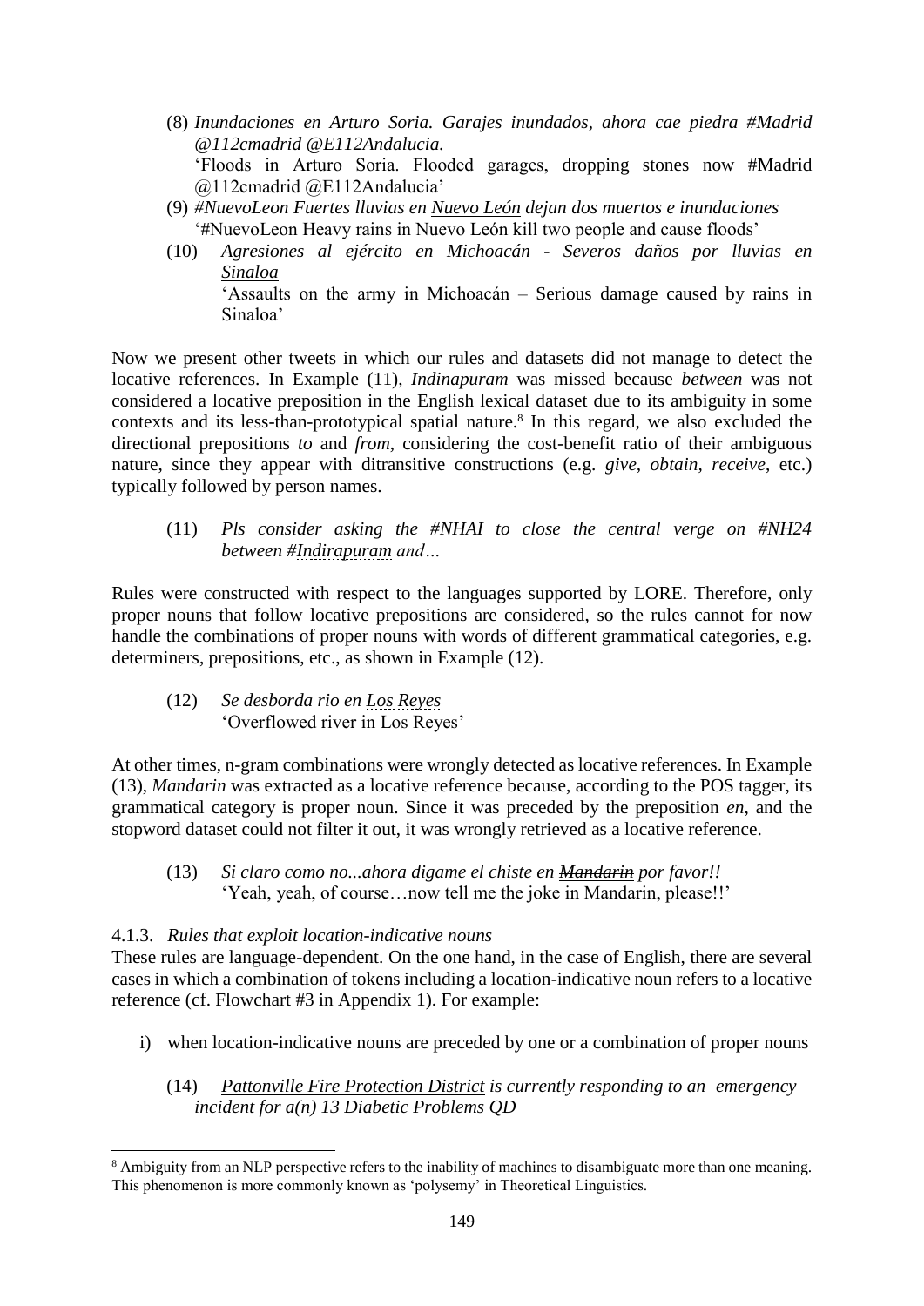(8) *Inundaciones en Arturo Soria. Garajes inundados, ahora cae piedra #Madrid @112cmadrid @E112Andalucia.*
'Floods in Arturo Soria. Flooded garages, dropping stones now #Madrid @112cmadrid @E112Andalucia'

(9) *#NuevoLeon Fuertes lluvias en Nuevo León dejan dos muertos e inundaciones*
'#NuevoLeon Heavy rains in Nuevo León kill two people and cause floods'

(10) *Agresiones al ejército en Michoacán - Severos daños por lluvias en Sinaloa*
'Assaults on the army in Michoacán – Serious damage caused by rains in Sinaloa'

Now we present other tweets in which our rules and datasets did not manage to detect the locative references. In Example (11), *Indinapuram* was missed because *between* was not considered a locative preposition in the English lexical dataset due to its ambiguity in some contexts and its less-than-prototypical spatial nature.[8] In this regard, we also excluded the directional prepositions *to* and *from*, considering the cost-benefit ratio of their ambiguous nature, since they appear with ditransitive constructions (e.g. *give*, *obtain*, *receive*, etc.) typically followed by person names.

(11) *Pls consider asking the #NHAI to close the central verge on #NH24 between #Indirapuram and…*

Rules were constructed with respect to the languages supported by LORE. Therefore, only proper nouns that follow locative prepositions are considered, so the rules cannot for now handle the combinations of proper nouns with words of different grammatical categories, e.g. determiners, prepositions, etc., as shown in Example (12).

(12) *Se desborda rio en Los Reyes*
'Overflowed river in Los Reyes'

At other times, n-gram combinations were wrongly detected as locative references. In Example (13), *Mandarin* was extracted as a locative reference because, according to the POS tagger, its grammatical category is proper noun. Since it was preceded by the preposition *en*, and the stopword dataset could not filter it out, it was wrongly retrieved as a locative reference.

(13) *Si claro como no...ahora digame el chiste en ~~Mandarin~~ por favor!!*
'Yeah, yeah, of course…now tell me the joke in Mandarin, please!!'

#### 4.1.3. *Rules that exploit location-indicative nouns*

These rules are language-dependent. On the one hand, in the case of English, there are several cases in which a combination of tokens including a location-indicative noun refers to a locative reference (cf. Flowchart #3 in Appendix 1). For example:

i) when location-indicative nouns are preceded by one or a combination of proper nouns

(14) *Pattonville Fire Protection District is currently responding to an emergency incident for a(n) 13 Diabetic Problems QD*

[8] Ambiguity from an NLP perspective refers to the inability of machines to disambiguate more than one meaning. This phenomenon is more commonly known as 'polysemy' in Theoretical Linguistics.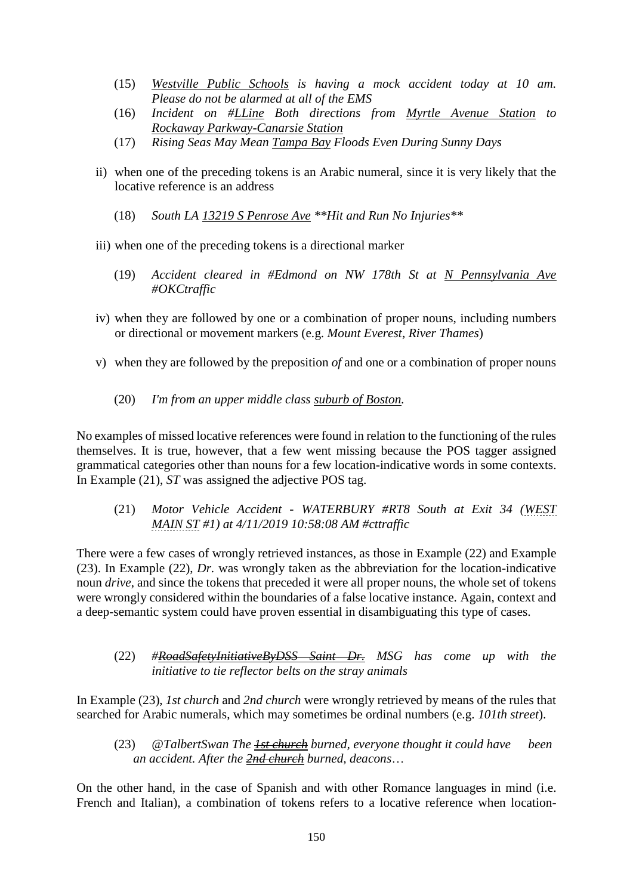(15) *Westville Public Schools is having a mock accident today at 10 am. Please do not be alarmed at all of the EMS*

(16) *Incident on #LLine Both directions from Myrtle Avenue Station to Rockaway Parkway-Canarsie Station*

(17) *Rising Seas May Mean Tampa Bay Floods Even During Sunny Days*

ii) when one of the preceding tokens is an Arabic numeral, since it is very likely that the locative reference is an address

(18) *South LA 13219 S Penrose Ave **Hit and Run No Injuries***

iii) when one of the preceding tokens is a directional marker

(19) *Accident cleared in #Edmond on NW 178th St at N Pennsylvania Ave #OKCtraffic*

iv) when they are followed by one or a combination of proper nouns, including numbers or directional or movement markers (e.g. *Mount Everest*, *River Thames*)

v) when they are followed by the preposition *of* and one or a combination of proper nouns

(20) *I'm from an upper middle class suburb of Boston.*

No examples of missed locative references were found in relation to the functioning of the rules themselves. It is true, however, that a few went missing because the POS tagger assigned grammatical categories other than nouns for a few location-indicative words in some contexts. In Example (21), *ST* was assigned the adjective POS tag.

(21) *Motor Vehicle Accident - WATERBURY #RT8 South at Exit 34 (WEST MAIN ST #1) at 4/11/2019 10:58:08 AM #cttraffic*

There were a few cases of wrongly retrieved instances, as those in Example (22) and Example (23). In Example (22), *Dr.* was wrongly taken as the abbreviation for the location-indicative noun *drive*, and since the tokens that preceded it were all proper nouns, the whole set of tokens were wrongly considered within the boundaries of a false locative instance. Again, context and a deep-semantic system could have proven essential in disambiguating this type of cases.

(22) *~~#RoadSafetyInitiativeByDSS Saint Dr.~~ MSG has come up with the initiative to tie reflector belts on the stray animals*

In Example (23), *1st church* and *2nd church* were wrongly retrieved by means of the rules that searched for Arabic numerals, which may sometimes be ordinal numbers (e.g. *101th street*).

(23) *@TalbertSwan The ~~1st church~~ burned, everyone thought it could have been an accident. After the ~~2nd church~~ burned, deacons…*

On the other hand, in the case of Spanish and with other Romance languages in mind (i.e. French and Italian), a combination of tokens refers to a locative reference when location-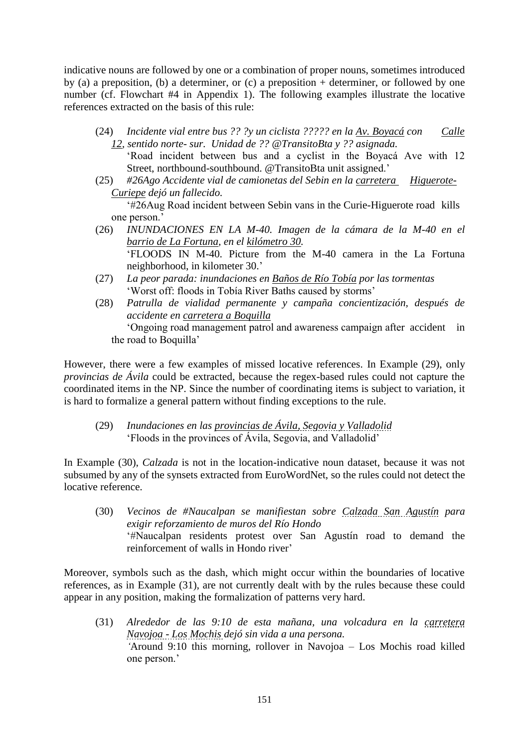indicative nouns are followed by one or a combination of proper nouns, sometimes introduced by (a) a preposition, (b) a determiner, or (c) a preposition + determiner, or followed by one number (cf. Flowchart #4 in Appendix 1). The following examples illustrate the locative references extracted on the basis of this rule:

(24) *Incidente vial entre bus ?? ?y un ciclista ????? en la Av. Boyacá con Calle 12, sentido norte- sur. Unidad de ?? @TransitoBta y ?? asignada.*
'Road incident between bus and a cyclist in the Boyacá Ave with 12 Street, northbound-southbound. @TransitoBta unit assigned.'

(25) *#26Ago Accidente vial de camionetas del Sebin en la carretera Higuerote-Curiepe dejó un fallecido.*
'#26Aug Road incident between Sebin vans in the Curie-Higuerote road kills one person.'

(26) *INUNDACIONES EN LA M-40. Imagen de la cámara de la M-40 en el barrio de La Fortuna, en el kilómetro 30.*
'FLOODS IN M-40. Picture from the M-40 camera in the La Fortuna neighborhood, in kilometer 30.'

(27) *La peor parada: inundaciones en Baños de Río Tobía por las tormentas*
'Worst off: floods in Tobía River Baths caused by storms'

(28) *Patrulla de vialidad permanente y campaña concientización, después de accidente en carretera a Boquilla*
'Ongoing road management patrol and awareness campaign after accident in the road to Boquilla'

However, there were a few examples of missed locative references. In Example (29), only *provincias de Ávila* could be extracted, because the regex-based rules could not capture the coordinated items in the NP. Since the number of coordinating items is subject to variation, it is hard to formalize a general pattern without finding exceptions to the rule.

(29) *Inundaciones en las provincias de Ávila, Segovia y Valladolid*
'Floods in the provinces of Ávila, Segovia, and Valladolid'

In Example (30), *Calzada* is not in the location-indicative noun dataset, because it was not subsumed by any of the synsets extracted from EuroWordNet, so the rules could not detect the locative reference.

(30) *Vecinos de #Naucalpan se manifiestan sobre Calzada San Agustín para exigir reforzamiento de muros del Río Hondo*
'#Naucalpan residents protest over San Agustín road to demand the reinforcement of walls in Hondo river'

Moreover, symbols such as the dash, which might occur within the boundaries of locative references, as in Example (31), are not currently dealt with by the rules because these could appear in any position, making the formalization of patterns very hard.

(31) *Alrededor de las 9:10 de esta mañana, una volcadura en la carretera Navojoa - Los Mochis dejó sin vida a una persona.*
'Around 9:10 this morning, rollover in Navojoa – Los Mochis road killed one person.'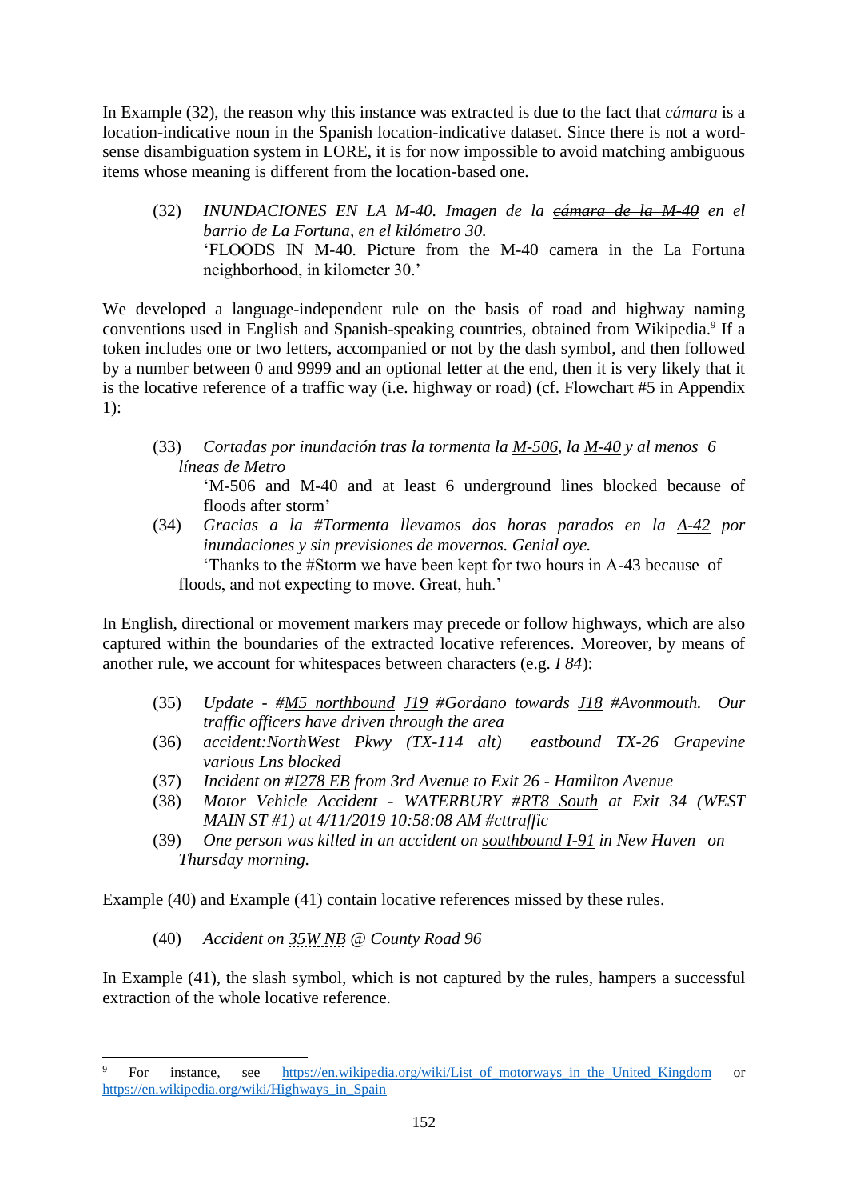In Example (32), the reason why this instance was extracted is due to the fact that *cámara* is a location-indicative noun in the Spanish location-indicative dataset. Since there is not a word-sense disambiguation system in LORE, it is for now impossible to avoid matching ambiguous items whose meaning is different from the location-based one.

(32) *INUNDACIONES EN LA M-40. Imagen de la ~~cámara de la M-40~~ en el barrio de La Fortuna, en el kilómetro 30.*
'FLOODS IN M-40. Picture from the M-40 camera in the La Fortuna neighborhood, in kilometer 30.'

We developed a language-independent rule on the basis of road and highway naming conventions used in English and Spanish-speaking countries, obtained from Wikipedia.[9] If a token includes one or two letters, accompanied or not by the dash symbol, and then followed by a number between 0 and 9999 and an optional letter at the end, then it is very likely that it is the locative reference of a traffic way (i.e. highway or road) (cf. Flowchart #5 in Appendix 1):

(33) *Cortadas por inundación tras la tormenta la <u>M-506</u>, la <u>M-40</u> y al menos 6 líneas de Metro*
'M-506 and M-40 and at least 6 underground lines blocked because of floods after storm'

(34) *Gracias a la #Tormenta llevamos dos horas parados en la <u>A-42</u> por inundaciones y sin previsiones de movernos. Genial oye.*
'Thanks to the #Storm we have been kept for two hours in A-43 because of floods, and not expecting to move. Great, huh.'

In English, directional or movement markers may precede or follow highways, which are also captured within the boundaries of the extracted locative references. Moreover, by means of another rule, we account for whitespaces between characters (e.g. *I 84*):

(35) *Update - #<u>M5 northbound</u> <u>J19</u> #Gordano towards <u>J18</u> #Avonmouth. Our traffic officers have driven through the area*

(36) *accident:NorthWest Pkwy (<u>TX-114</u> alt) <u>eastbound TX-26</u> Grapevine various Lns blocked*

(37) *Incident on #<u>I278 EB</u> from 3rd Avenue to Exit 26 - Hamilton Avenue*

(38) *Motor Vehicle Accident - WATERBURY #<u>RT8 South</u> at Exit 34 (WEST MAIN ST #1) at 4/11/2019 10:58:08 AM #cttraffic*

(39) *One person was killed in an accident on <u>southbound I-91</u> in New Haven on Thursday morning.*

Example (40) and Example (41) contain locative references missed by these rules.

(40) *Accident on <u>35W NB</u> @ County Road 96*

In Example (41), the slash symbol, which is not captured by the rules, hampers a successful extraction of the whole locative reference.

[9] For instance, see https://en.wikipedia.org/wiki/List_of_motorways_in_the_United_Kingdom or https://en.wikipedia.org/wiki/Highways_in_Spain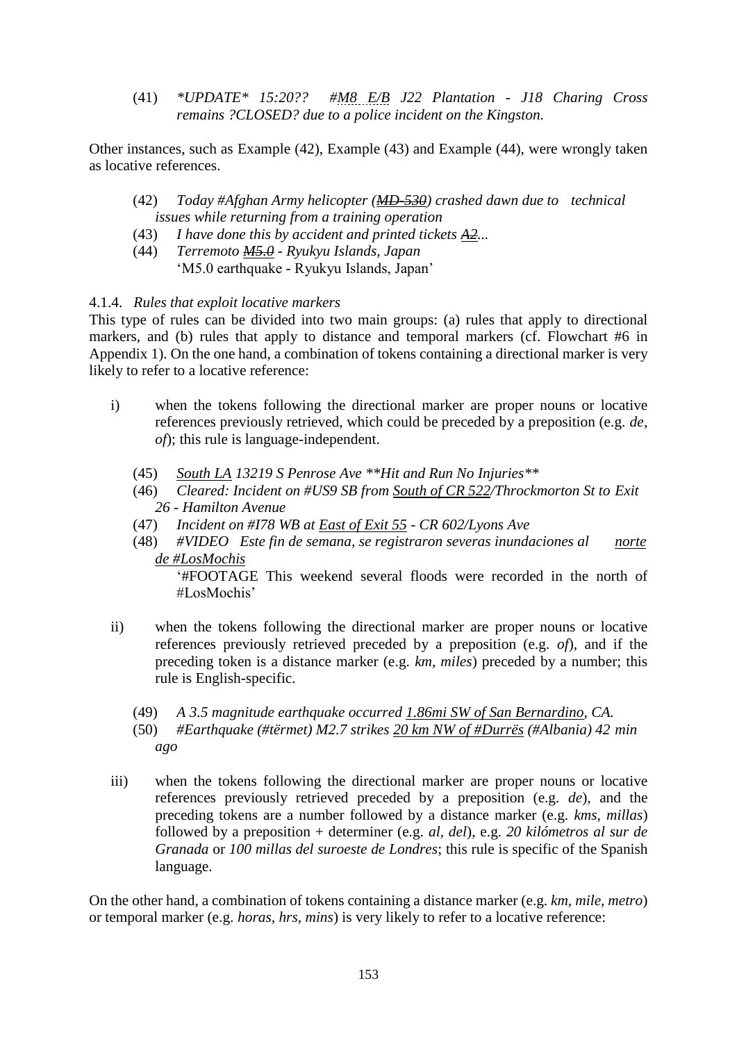(41) *\*UPDATE\* 15:20?? #M8 E/B J22 Plantation - J18 Charing Cross remains ?CLOSED? due to a police incident on the Kingston.*

Other instances, such as Example (42), Example (43) and Example (44), were wrongly taken as locative references.

(42) *Today #Afghan Army helicopter (~~MD-530~~) crashed dawn due to technical issues while returning from a training operation*

(43) *I have done this by accident and printed tickets ~~A2~~...*

(44) *Terremoto ~~M5.0~~ - Ryukyu Islands, Japan*
'M5.0 earthquake - Ryukyu Islands, Japan'

4.1.4. *Rules that exploit locative markers*

This type of rules can be divided into two main groups: (a) rules that apply to directional markers, and (b) rules that apply to distance and temporal markers (cf. Flowchart #6 in Appendix 1). On the one hand, a combination of tokens containing a directional marker is very likely to refer to a locative reference:

i) when the tokens following the directional marker are proper nouns or locative references previously retrieved, which could be preceded by a preposition (e.g. *de*, *of*); this rule is language-independent.

(45) *South LA 13219 S Penrose Ave \*\*Hit and Run No Injuries\*\**

(46) *Cleared: Incident on #US9 SB from South of CR 522/Throckmorton St to Exit 26 - Hamilton Avenue*

(47) *Incident on #I78 WB at East of Exit 55 - CR 602/Lyons Ave*

(48) *#VIDEO Este fin de semana, se registraron severas inundaciones al norte de #LosMochis*
'#FOOTAGE This weekend several floods were recorded in the north of #LosMochis'

ii) when the tokens following the directional marker are proper nouns or locative references previously retrieved preceded by a preposition (e.g. *of*), and if the preceding token is a distance marker (e.g. *km*, *miles*) preceded by a number; this rule is English-specific.

(49) *A 3.5 magnitude earthquake occurred 1.86mi SW of San Bernardino, CA.*

(50) *#Earthquake (#tërmet) M2.7 strikes 20 km NW of #Durrës (#Albania) 42 min ago*

iii) when the tokens following the directional marker are proper nouns or locative references previously retrieved preceded by a preposition (e.g. *de*), and the preceding tokens are a number followed by a distance marker (e.g. *kms*, *millas*) followed by a preposition + determiner (e.g. *al*, *del*), e.g. *20 kilómetros al sur de Granada* or *100 millas del suroeste de Londres*; this rule is specific of the Spanish language.

On the other hand, a combination of tokens containing a distance marker (e.g. *km*, *mile*, *metro*) or temporal marker (e.g. *horas*, *hrs*, *mins*) is very likely to refer to a locative reference: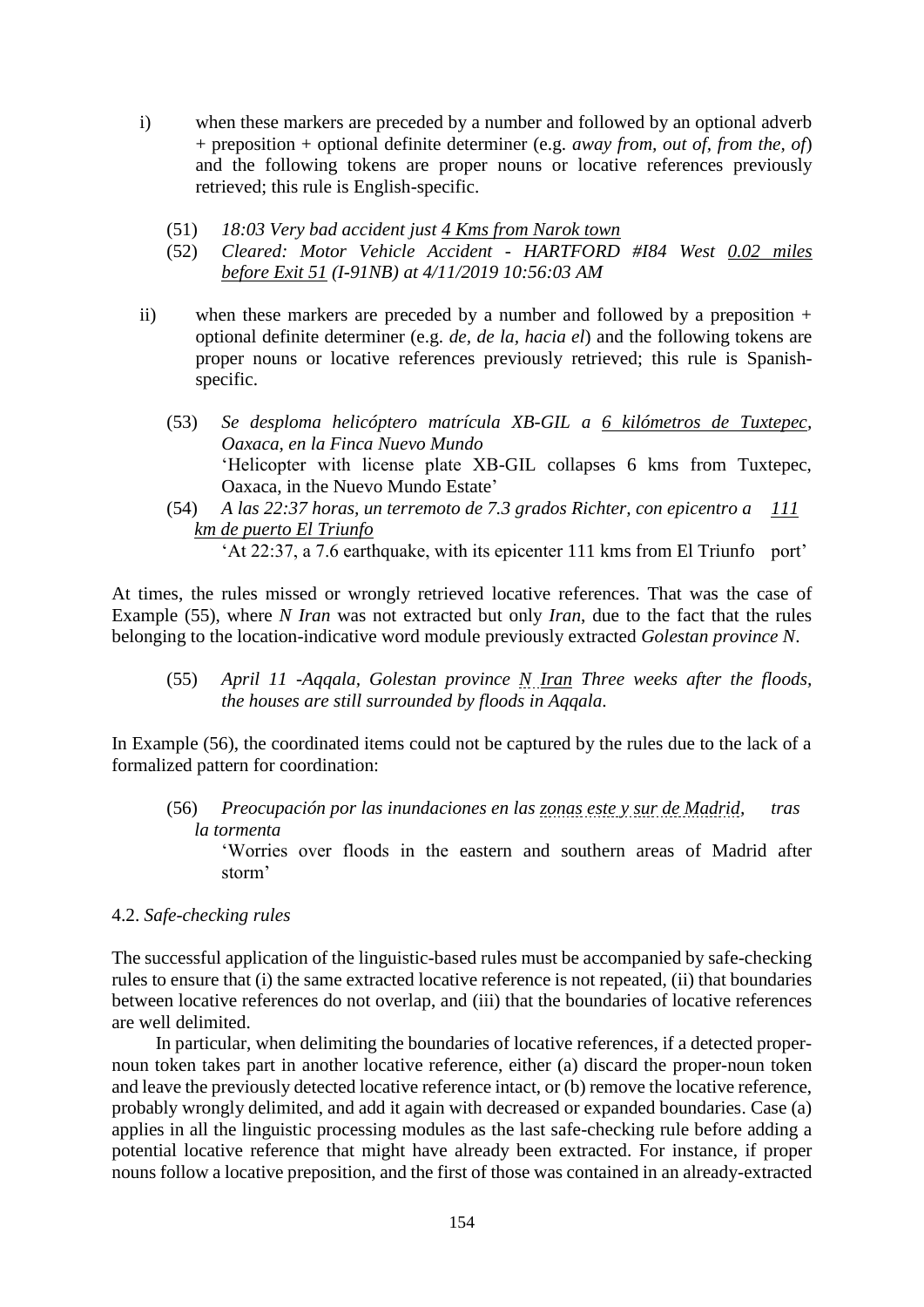i) when these markers are preceded by a number and followed by an optional adverb + preposition + optional definite determiner (e.g. *away from, out of, from the, of*) and the following tokens are proper nouns or locative references previously retrieved; this rule is English-specific.

   (51) *18:03 Very bad accident just 4 Kms from Narok town*

   (52) *Cleared: Motor Vehicle Accident - HARTFORD #I84 West 0.02 miles before Exit 51 (I-91NB) at 4/11/2019 10:56:03 AM*

ii) when these markers are preceded by a number and followed by a preposition + optional definite determiner (e.g. *de, de la, hacia el*) and the following tokens are proper nouns or locative references previously retrieved; this rule is Spanish-specific.

   (53) *Se desploma helicóptero matrícula XB-GIL a 6 kilómetros de Tuxtepec, Oaxaca, en la Finca Nuevo Mundo*
   'Helicopter with license plate XB-GIL collapses 6 kms from Tuxtepec, Oaxaca, in the Nuevo Mundo Estate'

   (54) *A las 22:37 horas, un terremoto de 7.3 grados Richter, con epicentro a 111 km de puerto El Triunfo*
   'At 22:37, a 7.6 earthquake, with its epicenter 111 kms from El Triunfo port'

At times, the rules missed or wrongly retrieved locative references. That was the case of Example (55), where *N Iran* was not extracted but only *Iran*, due to the fact that the rules belonging to the location-indicative word module previously extracted *Golestan province N*.

   (55) *April 11 -Aqqala, Golestan province N Iran Three weeks after the floods, the houses are still surrounded by floods in Aqqala.*

In Example (56), the coordinated items could not be captured by the rules due to the lack of a formalized pattern for coordination:

   (56) *Preocupación por las inundaciones en las zonas este y sur de Madrid, tras la tormenta*
   'Worries over floods in the eastern and southern areas of Madrid after storm'

### 4.2. *Safe-checking rules*

The successful application of the linguistic-based rules must be accompanied by safe-checking rules to ensure that (i) the same extracted locative reference is not repeated, (ii) that boundaries between locative references do not overlap, and (iii) that the boundaries of locative references are well delimited.

In particular, when delimiting the boundaries of locative references, if a detected proper-noun token takes part in another locative reference, either (a) discard the proper-noun token and leave the previously detected locative reference intact, or (b) remove the locative reference, probably wrongly delimited, and add it again with decreased or expanded boundaries. Case (a) applies in all the linguistic processing modules as the last safe-checking rule before adding a potential locative reference that might have already been extracted. For instance, if proper nouns follow a locative preposition, and the first of those was contained in an already-extracted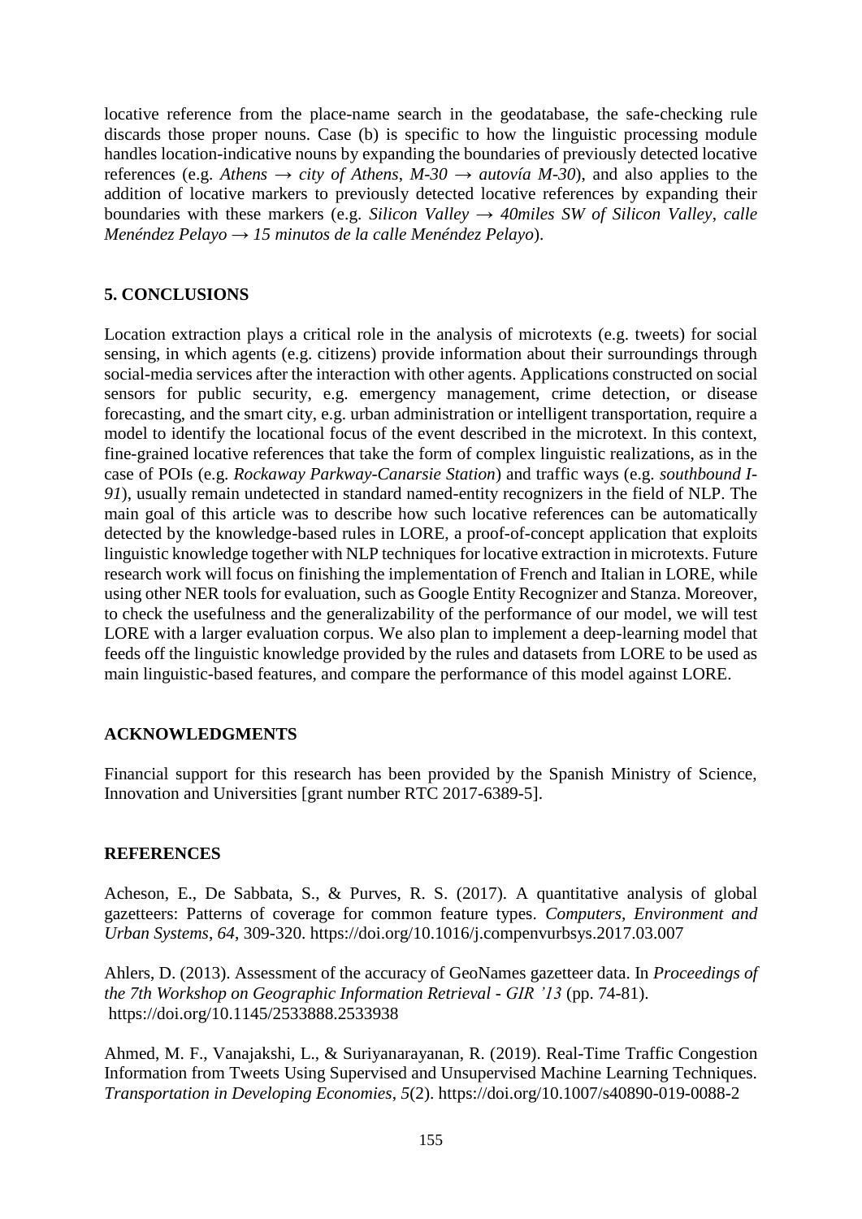locative reference from the place-name search in the geodatabase, the safe-checking rule discards those proper nouns. Case (b) is specific to how the linguistic processing module handles location-indicative nouns by expanding the boundaries of previously detected locative references (e.g. *Athens → city of Athens*, *M-30 → autovía M-30*), and also applies to the addition of locative markers to previously detected locative references by expanding their boundaries with these markers (e.g. *Silicon Valley → 40miles SW of Silicon Valley*, *calle Menéndez Pelayo → 15 minutos de la calle Menéndez Pelayo*).

## 5. CONCLUSIONS

Location extraction plays a critical role in the analysis of microtexts (e.g. tweets) for social sensing, in which agents (e.g. citizens) provide information about their surroundings through social-media services after the interaction with other agents. Applications constructed on social sensors for public security, e.g. emergency management, crime detection, or disease forecasting, and the smart city, e.g. urban administration or intelligent transportation, require a model to identify the locational focus of the event described in the microtext. In this context, fine-grained locative references that take the form of complex linguistic realizations, as in the case of POIs (e.g. *Rockaway Parkway-Canarsie Station*) and traffic ways (e.g. *southbound I-91*), usually remain undetected in standard named-entity recognizers in the field of NLP. The main goal of this article was to describe how such locative references can be automatically detected by the knowledge-based rules in LORE, a proof-of-concept application that exploits linguistic knowledge together with NLP techniques for locative extraction in microtexts. Future research work will focus on finishing the implementation of French and Italian in LORE, while using other NER tools for evaluation, such as Google Entity Recognizer and Stanza. Moreover, to check the usefulness and the generalizability of the performance of our model, we will test LORE with a larger evaluation corpus. We also plan to implement a deep-learning model that feeds off the linguistic knowledge provided by the rules and datasets from LORE to be used as main linguistic-based features, and compare the performance of this model against LORE.

## ACKNOWLEDGMENTS

Financial support for this research has been provided by the Spanish Ministry of Science, Innovation and Universities [grant number RTC 2017-6389-5].

## REFERENCES

Acheson, E., De Sabbata, S., & Purves, R. S. (2017). A quantitative analysis of global gazetteers: Patterns of coverage for common feature types. *Computers, Environment and Urban Systems*, *64*, 309-320. https://doi.org/10.1016/j.compenvurbsys.2017.03.007

Ahlers, D. (2013). Assessment of the accuracy of GeoNames gazetteer data. In *Proceedings of the 7th Workshop on Geographic Information Retrieval - GIR '13* (pp. 74-81). https://doi.org/10.1145/2533888.2533938

Ahmed, M. F., Vanajakshi, L., & Suriyanarayanan, R. (2019). Real-Time Traffic Congestion Information from Tweets Using Supervised and Unsupervised Machine Learning Techniques. *Transportation in Developing Economies*, *5*(2). https://doi.org/10.1007/s40890-019-0088-2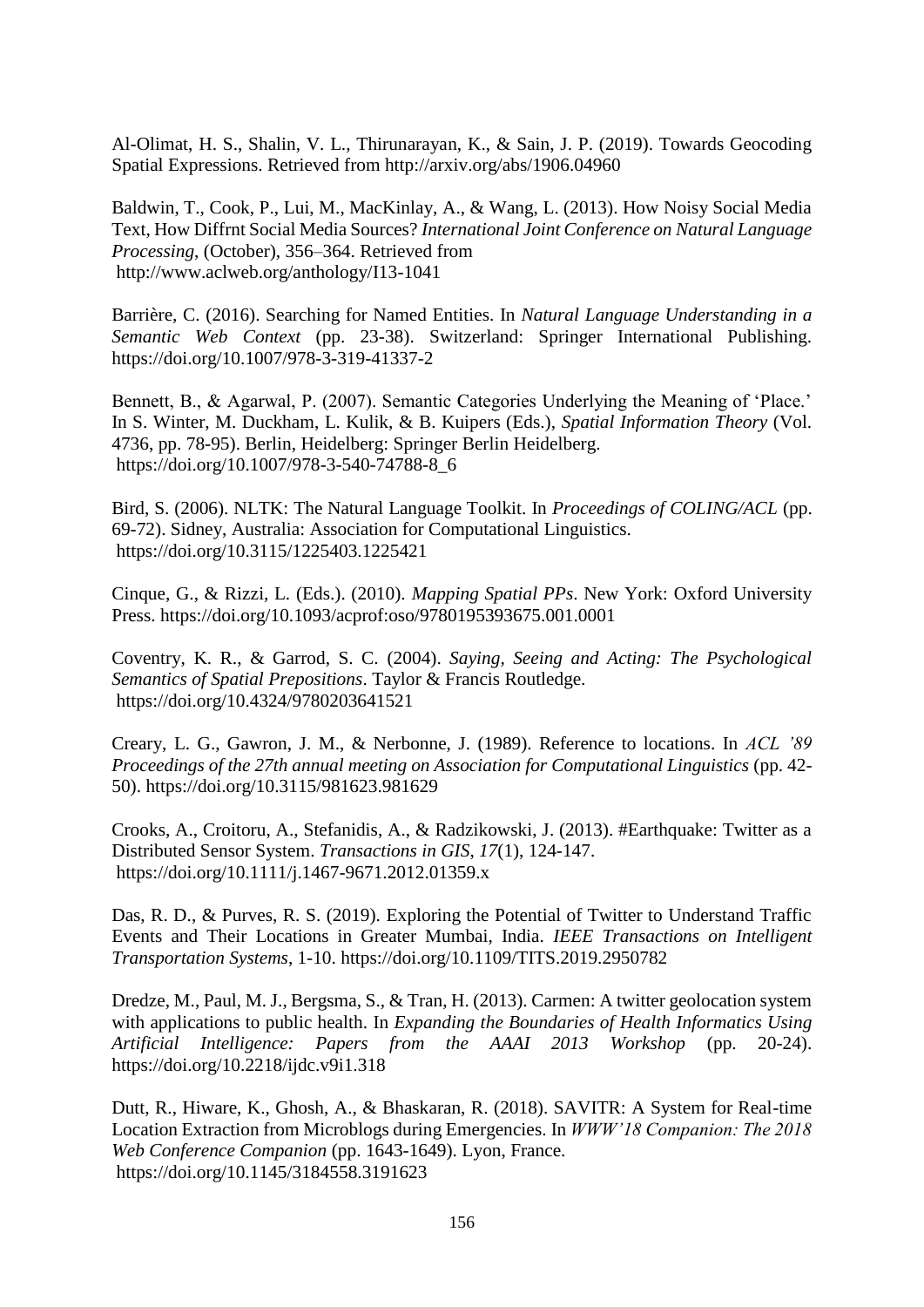Al-Olimat, H. S., Shalin, V. L., Thirunarayan, K., & Sain, J. P. (2019). Towards Geocoding Spatial Expressions. Retrieved from http://arxiv.org/abs/1906.04960

Baldwin, T., Cook, P., Lui, M., MacKinlay, A., & Wang, L. (2013). How Noisy Social Media Text, How Diffrnt Social Media Sources? *International Joint Conference on Natural Language Processing*, (October), 356–364. Retrieved from http://www.aclweb.org/anthology/I13-1041

Barrière, C. (2016). Searching for Named Entities. In *Natural Language Understanding in a Semantic Web Context* (pp. 23-38). Switzerland: Springer International Publishing. https://doi.org/10.1007/978-3-319-41337-2

Bennett, B., & Agarwal, P. (2007). Semantic Categories Underlying the Meaning of 'Place.' In S. Winter, M. Duckham, L. Kulik, & B. Kuipers (Eds.), *Spatial Information Theory* (Vol. 4736, pp. 78-95). Berlin, Heidelberg: Springer Berlin Heidelberg. https://doi.org/10.1007/978-3-540-74788-8_6

Bird, S. (2006). NLTK: The Natural Language Toolkit. In *Proceedings of COLING/ACL* (pp. 69-72). Sidney, Australia: Association for Computational Linguistics. https://doi.org/10.3115/1225403.1225421

Cinque, G., & Rizzi, L. (Eds.). (2010). *Mapping Spatial PPs*. New York: Oxford University Press. https://doi.org/10.1093/acprof:oso/9780195393675.001.0001

Coventry, K. R., & Garrod, S. C. (2004). *Saying, Seeing and Acting: The Psychological Semantics of Spatial Prepositions*. Taylor & Francis Routledge. https://doi.org/10.4324/9780203641521

Creary, L. G., Gawron, J. M., & Nerbonne, J. (1989). Reference to locations. In *ACL '89 Proceedings of the 27th annual meeting on Association for Computational Linguistics* (pp. 42-50). https://doi.org/10.3115/981623.981629

Crooks, A., Croitoru, A., Stefanidis, A., & Radzikowski, J. (2013). #Earthquake: Twitter as a Distributed Sensor System. *Transactions in GIS*, *17*(1), 124-147. https://doi.org/10.1111/j.1467-9671.2012.01359.x

Das, R. D., & Purves, R. S. (2019). Exploring the Potential of Twitter to Understand Traffic Events and Their Locations in Greater Mumbai, India. *IEEE Transactions on Intelligent Transportation Systems*, 1-10. https://doi.org/10.1109/TITS.2019.2950782

Dredze, M., Paul, M. J., Bergsma, S., & Tran, H. (2013). Carmen: A twitter geolocation system with applications to public health. In *Expanding the Boundaries of Health Informatics Using Artificial Intelligence: Papers from the AAAI 2013 Workshop* (pp. 20-24). https://doi.org/10.2218/ijdc.v9i1.318

Dutt, R., Hiware, K., Ghosh, A., & Bhaskaran, R. (2018). SAVITR: A System for Real-time Location Extraction from Microblogs during Emergencies. In *WWW'18 Companion: The 2018 Web Conference Companion* (pp. 1643-1649). Lyon, France. https://doi.org/10.1145/3184558.3191623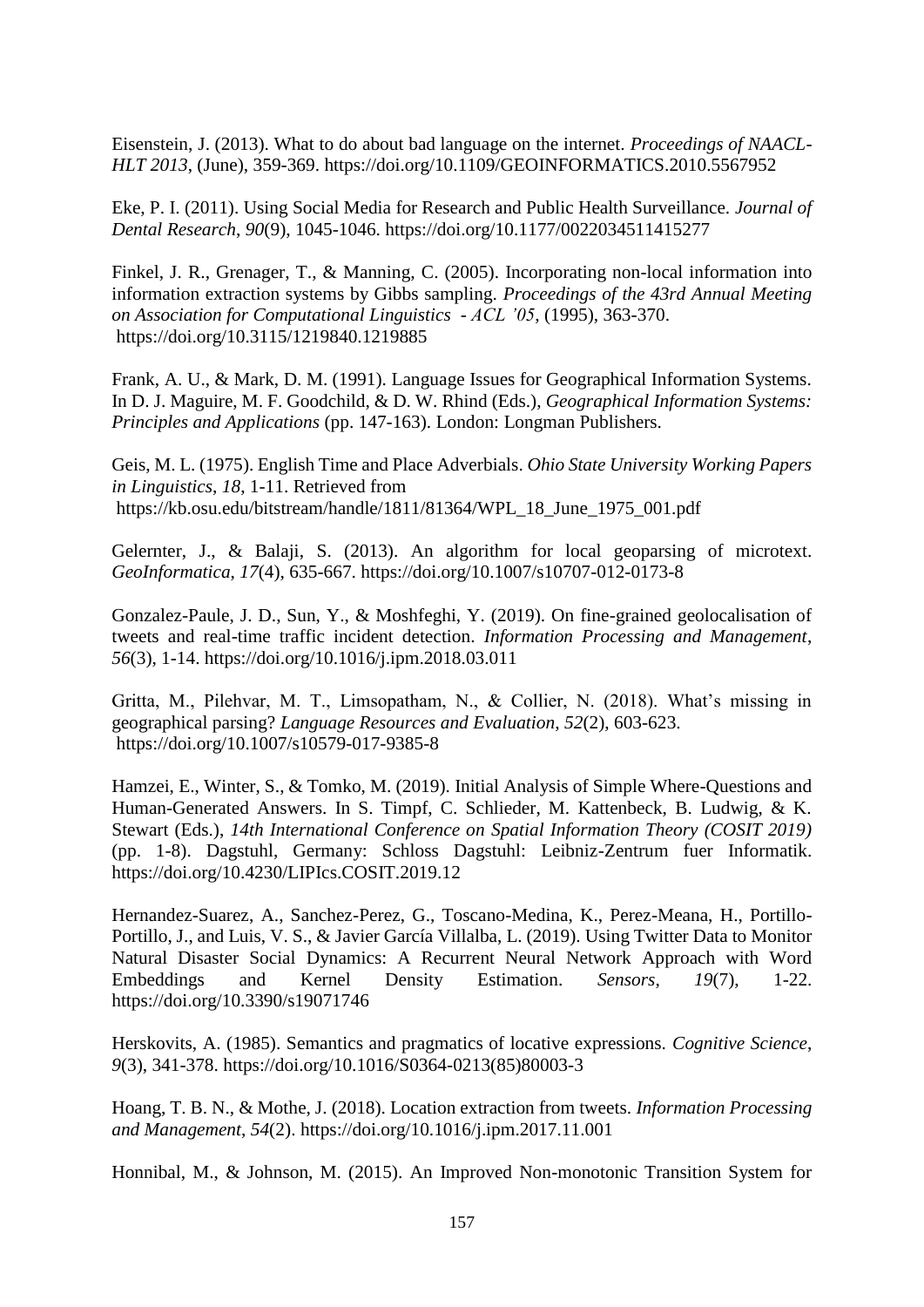Eisenstein, J. (2013). What to do about bad language on the internet. *Proceedings of NAACL-HLT 2013*, (June), 359-369. https://doi.org/10.1109/GEOINFORMATICS.2010.5567952

Eke, P. I. (2011). Using Social Media for Research and Public Health Surveillance. *Journal of Dental Research*, *90*(9), 1045-1046. https://doi.org/10.1177/0022034511415277

Finkel, J. R., Grenager, T., & Manning, C. (2005). Incorporating non-local information into information extraction systems by Gibbs sampling. *Proceedings of the 43rd Annual Meeting on Association for Computational Linguistics - ACL '05*, (1995), 363-370. https://doi.org/10.3115/1219840.1219885

Frank, A. U., & Mark, D. M. (1991). Language Issues for Geographical Information Systems. In D. J. Maguire, M. F. Goodchild, & D. W. Rhind (Eds.), *Geographical Information Systems: Principles and Applications* (pp. 147-163). London: Longman Publishers.

Geis, M. L. (1975). English Time and Place Adverbials. *Ohio State University Working Papers in Linguistics*, *18*, 1-11. Retrieved from https://kb.osu.edu/bitstream/handle/1811/81364/WPL_18_June_1975_001.pdf

Gelernter, J., & Balaji, S. (2013). An algorithm for local geoparsing of microtext. *GeoInformatica*, *17*(4), 635-667. https://doi.org/10.1007/s10707-012-0173-8

Gonzalez-Paule, J. D., Sun, Y., & Moshfeghi, Y. (2019). On fine-grained geolocalisation of tweets and real-time traffic incident detection. *Information Processing and Management*, *56*(3), 1-14. https://doi.org/10.1016/j.ipm.2018.03.011

Gritta, M., Pilehvar, M. T., Limsopatham, N., & Collier, N. (2018). What's missing in geographical parsing? *Language Resources and Evaluation*, *52*(2), 603-623. https://doi.org/10.1007/s10579-017-9385-8

Hamzei, E., Winter, S., & Tomko, M. (2019). Initial Analysis of Simple Where-Questions and Human-Generated Answers. In S. Timpf, C. Schlieder, M. Kattenbeck, B. Ludwig, & K. Stewart (Eds.), *14th International Conference on Spatial Information Theory (COSIT 2019)* (pp. 1-8). Dagstuhl, Germany: Schloss Dagstuhl: Leibniz-Zentrum fuer Informatik. https://doi.org/10.4230/LIPIcs.COSIT.2019.12

Hernandez-Suarez, A., Sanchez-Perez, G., Toscano-Medina, K., Perez-Meana, H., Portillo-Portillo, J., and Luis, V. S., & Javier García Villalba, L. (2019). Using Twitter Data to Monitor Natural Disaster Social Dynamics: A Recurrent Neural Network Approach with Word Embeddings and Kernel Density Estimation. *Sensors*, *19*(7), 1-22. https://doi.org/10.3390/s19071746

Herskovits, A. (1985). Semantics and pragmatics of locative expressions. *Cognitive Science*, *9*(3), 341-378. https://doi.org/10.1016/S0364-0213(85)80003-3

Hoang, T. B. N., & Mothe, J. (2018). Location extraction from tweets. *Information Processing and Management*, *54*(2). https://doi.org/10.1016/j.ipm.2017.11.001

Honnibal, M., & Johnson, M. (2015). An Improved Non-monotonic Transition System for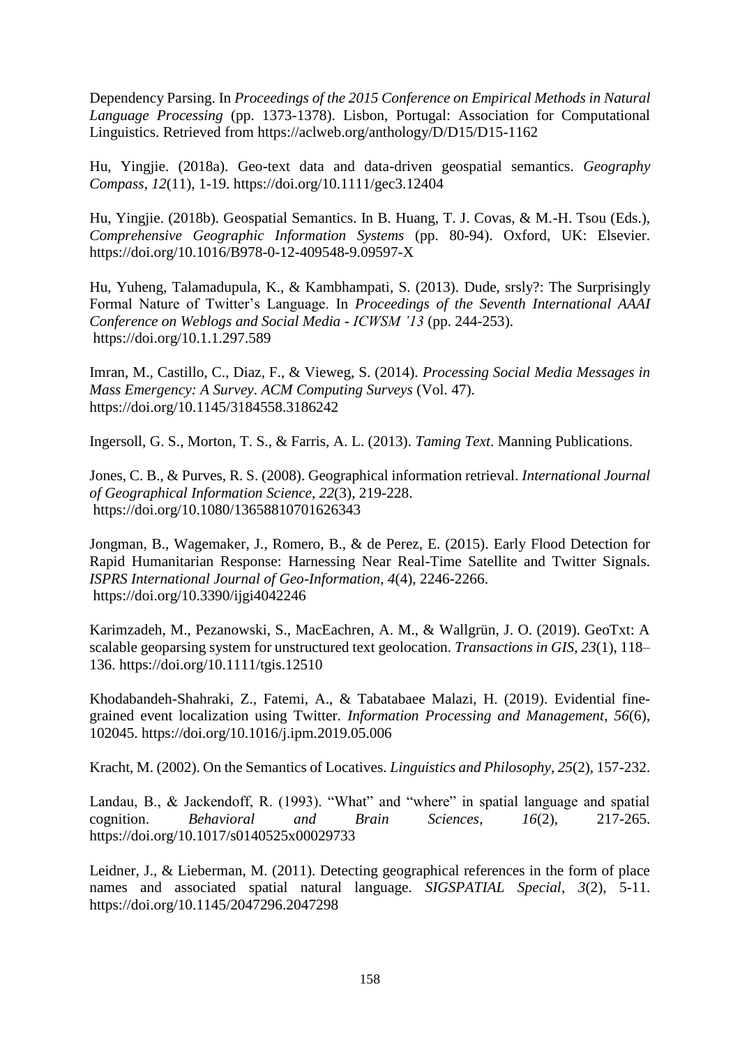Dependency Parsing. In *Proceedings of the 2015 Conference on Empirical Methods in Natural Language Processing* (pp. 1373-1378). Lisbon, Portugal: Association for Computational Linguistics. Retrieved from https://aclweb.org/anthology/D/D15/D15-1162

Hu, Yingjie. (2018a). Geo-text data and data-driven geospatial semantics. *Geography Compass*, *12*(11), 1-19. https://doi.org/10.1111/gec3.12404

Hu, Yingjie. (2018b). Geospatial Semantics. In B. Huang, T. J. Covas, & M.-H. Tsou (Eds.), *Comprehensive Geographic Information Systems* (pp. 80-94). Oxford, UK: Elsevier. https://doi.org/10.1016/B978-0-12-409548-9.09597-X

Hu, Yuheng, Talamadupula, K., & Kambhampati, S. (2013). Dude, srsly?: The Surprisingly Formal Nature of Twitter's Language. In *Proceedings of the Seventh International AAAI Conference on Weblogs and Social Media - ICWSM '13* (pp. 244-253). https://doi.org/10.1.1.297.589

Imran, M., Castillo, C., Diaz, F., & Vieweg, S. (2014). *Processing Social Media Messages in Mass Emergency: A Survey*. *ACM Computing Surveys* (Vol. 47). https://doi.org/10.1145/3184558.3186242

Ingersoll, G. S., Morton, T. S., & Farris, A. L. (2013). *Taming Text*. Manning Publications.

Jones, C. B., & Purves, R. S. (2008). Geographical information retrieval. *International Journal of Geographical Information Science*, *22*(3), 219-228. https://doi.org/10.1080/13658810701626343

Jongman, B., Wagemaker, J., Romero, B., & de Perez, E. (2015). Early Flood Detection for Rapid Humanitarian Response: Harnessing Near Real-Time Satellite and Twitter Signals. *ISPRS International Journal of Geo-Information*, *4*(4), 2246-2266. https://doi.org/10.3390/ijgi4042246

Karimzadeh, M., Pezanowski, S., MacEachren, A. M., & Wallgrün, J. O. (2019). GeoTxt: A scalable geoparsing system for unstructured text geolocation. *Transactions in GIS*, *23*(1), 118–136. https://doi.org/10.1111/tgis.12510

Khodabandeh-Shahraki, Z., Fatemi, A., & Tabatabaee Malazi, H. (2019). Evidential fine-grained event localization using Twitter. *Information Processing and Management*, *56*(6), 102045. https://doi.org/10.1016/j.ipm.2019.05.006

Kracht, M. (2002). On the Semantics of Locatives. *Linguistics and Philosophy*, *25*(2), 157-232.

Landau, B., & Jackendoff, R. (1993). "What" and "where" in spatial language and spatial cognition. *Behavioral and Brain Sciences*, *16*(2), 217-265. https://doi.org/10.1017/s0140525x00029733

Leidner, J., & Lieberman, M. (2011). Detecting geographical references in the form of place names and associated spatial natural language. *SIGSPATIAL Special*, *3*(2), 5-11. https://doi.org/10.1145/2047296.2047298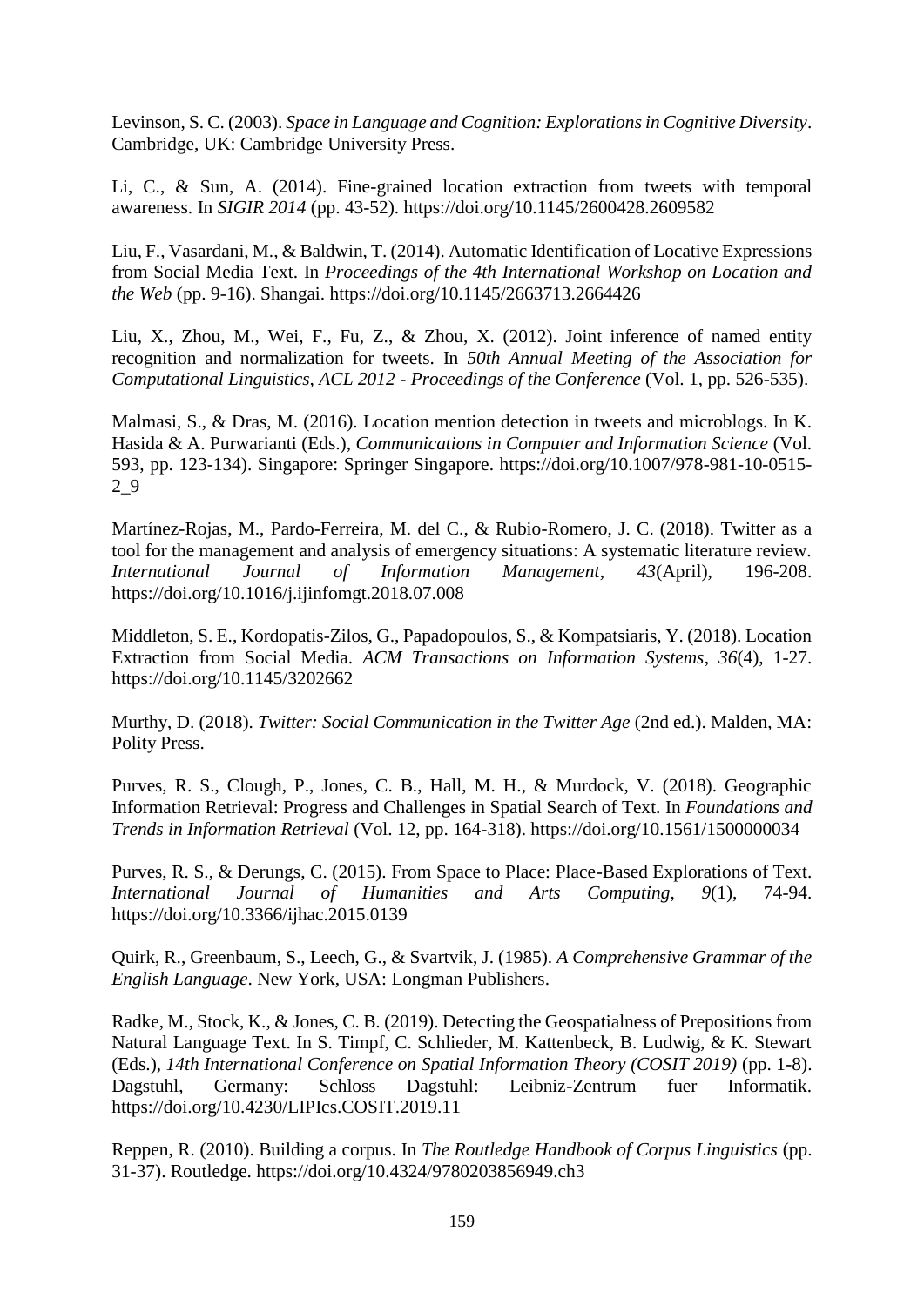Levinson, S. C. (2003). *Space in Language and Cognition: Explorations in Cognitive Diversity*. Cambridge, UK: Cambridge University Press.

Li, C., & Sun, A. (2014). Fine-grained location extraction from tweets with temporal awareness. In *SIGIR 2014* (pp. 43-52). https://doi.org/10.1145/2600428.2609582

Liu, F., Vasardani, M., & Baldwin, T. (2014). Automatic Identification of Locative Expressions from Social Media Text. In *Proceedings of the 4th International Workshop on Location and the Web* (pp. 9-16). Shangai. https://doi.org/10.1145/2663713.2664426

Liu, X., Zhou, M., Wei, F., Fu, Z., & Zhou, X. (2012). Joint inference of named entity recognition and normalization for tweets. In *50th Annual Meeting of the Association for Computational Linguistics, ACL 2012 - Proceedings of the Conference* (Vol. 1, pp. 526-535).

Malmasi, S., & Dras, M. (2016). Location mention detection in tweets and microblogs. In K. Hasida & A. Purwarianti (Eds.), *Communications in Computer and Information Science* (Vol. 593, pp. 123-134). Singapore: Springer Singapore. https://doi.org/10.1007/978-981-10-0515-2_9

Martínez-Rojas, M., Pardo-Ferreira, M. del C., & Rubio-Romero, J. C. (2018). Twitter as a tool for the management and analysis of emergency situations: A systematic literature review. *International Journal of Information Management*, *43*(April), 196-208. https://doi.org/10.1016/j.ijinfomgt.2018.07.008

Middleton, S. E., Kordopatis-Zilos, G., Papadopoulos, S., & Kompatsiaris, Y. (2018). Location Extraction from Social Media. *ACM Transactions on Information Systems*, *36*(4), 1-27. https://doi.org/10.1145/3202662

Murthy, D. (2018). *Twitter: Social Communication in the Twitter Age* (2nd ed.). Malden, MA: Polity Press.

Purves, R. S., Clough, P., Jones, C. B., Hall, M. H., & Murdock, V. (2018). Geographic Information Retrieval: Progress and Challenges in Spatial Search of Text. In *Foundations and Trends in Information Retrieval* (Vol. 12, pp. 164-318). https://doi.org/10.1561/1500000034

Purves, R. S., & Derungs, C. (2015). From Space to Place: Place-Based Explorations of Text. *International Journal of Humanities and Arts Computing*, *9*(1), 74-94. https://doi.org/10.3366/ijhac.2015.0139

Quirk, R., Greenbaum, S., Leech, G., & Svartvik, J. (1985). *A Comprehensive Grammar of the English Language*. New York, USA: Longman Publishers.

Radke, M., Stock, K., & Jones, C. B. (2019). Detecting the Geospatialness of Prepositions from Natural Language Text. In S. Timpf, C. Schlieder, M. Kattenbeck, B. Ludwig, & K. Stewart (Eds.), *14th International Conference on Spatial Information Theory (COSIT 2019)* (pp. 1-8). Dagstuhl, Germany: Schloss Dagstuhl: Leibniz-Zentrum fuer Informatik. https://doi.org/10.4230/LIPIcs.COSIT.2019.11

Reppen, R. (2010). Building a corpus. In *The Routledge Handbook of Corpus Linguistics* (pp. 31-37). Routledge. https://doi.org/10.4324/9780203856949.ch3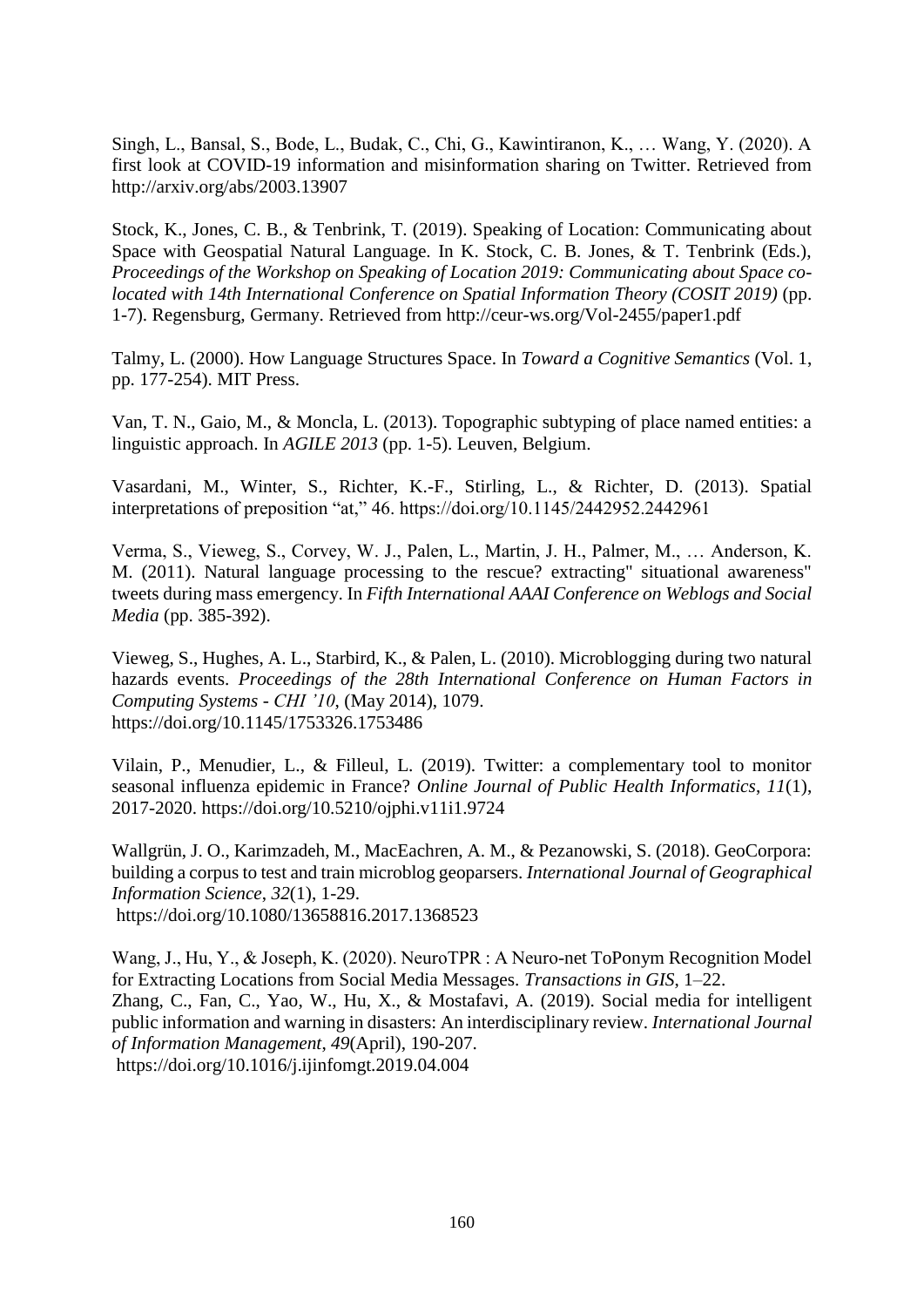Singh, L., Bansal, S., Bode, L., Budak, C., Chi, G., Kawintiranon, K., … Wang, Y. (2020). A first look at COVID-19 information and misinformation sharing on Twitter. Retrieved from http://arxiv.org/abs/2003.13907

Stock, K., Jones, C. B., & Tenbrink, T. (2019). Speaking of Location: Communicating about Space with Geospatial Natural Language. In K. Stock, C. B. Jones, & T. Tenbrink (Eds.), *Proceedings of the Workshop on Speaking of Location 2019: Communicating about Space co-located with 14th International Conference on Spatial Information Theory (COSIT 2019)* (pp. 1-7). Regensburg, Germany. Retrieved from http://ceur-ws.org/Vol-2455/paper1.pdf

Talmy, L. (2000). How Language Structures Space. In *Toward a Cognitive Semantics* (Vol. 1, pp. 177-254). MIT Press.

Van, T. N., Gaio, M., & Moncla, L. (2013). Topographic subtyping of place named entities: a linguistic approach. In *AGILE 2013* (pp. 1-5). Leuven, Belgium.

Vasardani, M., Winter, S., Richter, K.-F., Stirling, L., & Richter, D. (2013). Spatial interpretations of preposition "at," 46. https://doi.org/10.1145/2442952.2442961

Verma, S., Vieweg, S., Corvey, W. J., Palen, L., Martin, J. H., Palmer, M., … Anderson, K. M. (2011). Natural language processing to the rescue? extracting" situational awareness" tweets during mass emergency. In *Fifth International AAAI Conference on Weblogs and Social Media* (pp. 385-392).

Vieweg, S., Hughes, A. L., Starbird, K., & Palen, L. (2010). Microblogging during two natural hazards events. *Proceedings of the 28th International Conference on Human Factors in Computing Systems - CHI '10*, (May 2014), 1079. https://doi.org/10.1145/1753326.1753486

Vilain, P., Menudier, L., & Filleul, L. (2019). Twitter: a complementary tool to monitor seasonal influenza epidemic in France? *Online Journal of Public Health Informatics*, *11*(1), 2017-2020. https://doi.org/10.5210/ojphi.v11i1.9724

Wallgrün, J. O., Karimzadeh, M., MacEachren, A. M., & Pezanowski, S. (2018). GeoCorpora: building a corpus to test and train microblog geoparsers. *International Journal of Geographical Information Science*, *32*(1), 1-29. https://doi.org/10.1080/13658816.2017.1368523

Wang, J., Hu, Y., & Joseph, K. (2020). NeuroTPR : A Neuro-net ToPonym Recognition Model for Extracting Locations from Social Media Messages. *Transactions in GIS*, 1–22.

Zhang, C., Fan, C., Yao, W., Hu, X., & Mostafavi, A. (2019). Social media for intelligent public information and warning in disasters: An interdisciplinary review. *International Journal of Information Management*, *49*(April), 190-207. https://doi.org/10.1016/j.ijinfomgt.2019.04.004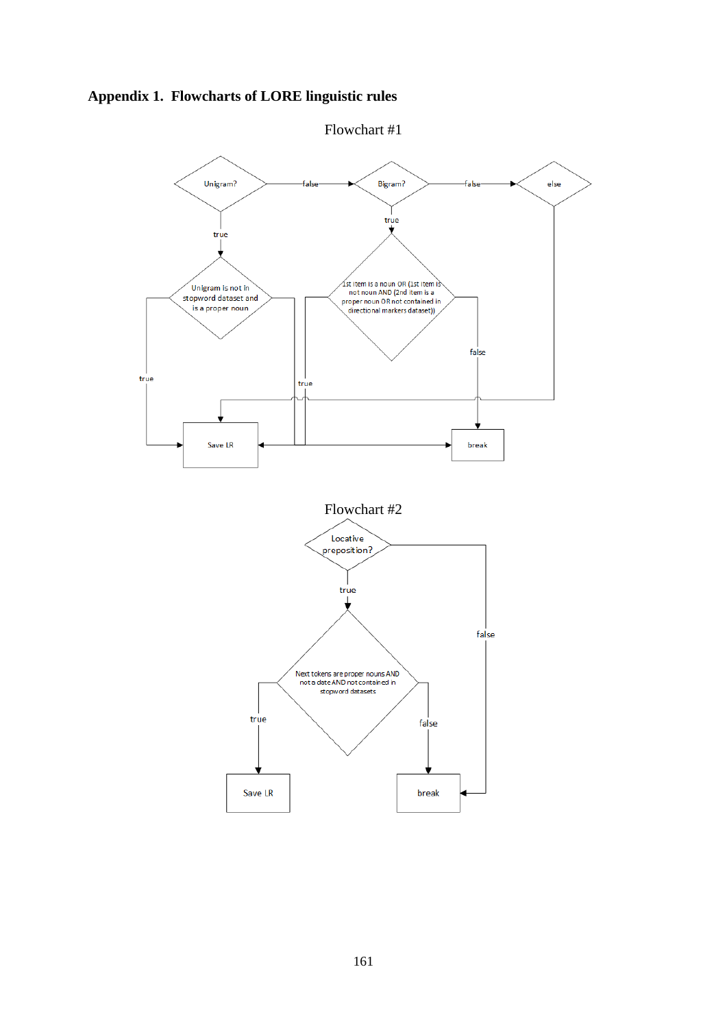## Appendix 1. Flowcharts of LORE linguistic rules

Flowchart #1

Unigram?

false

Bigram?

false

else

true

true

Unigram is not in stopword dataset and is a proper noun

1st item is a noun OR (1st item is not noun AND (2nd item is a proper noun OR not contained in directional markers dataset))

false

true

true

Save LR

break

Flowchart #2

Locative preposition?

true

false

Next tokens are proper nouns AND not a date AND not contained in stopword datasets

true

false

Save LR

break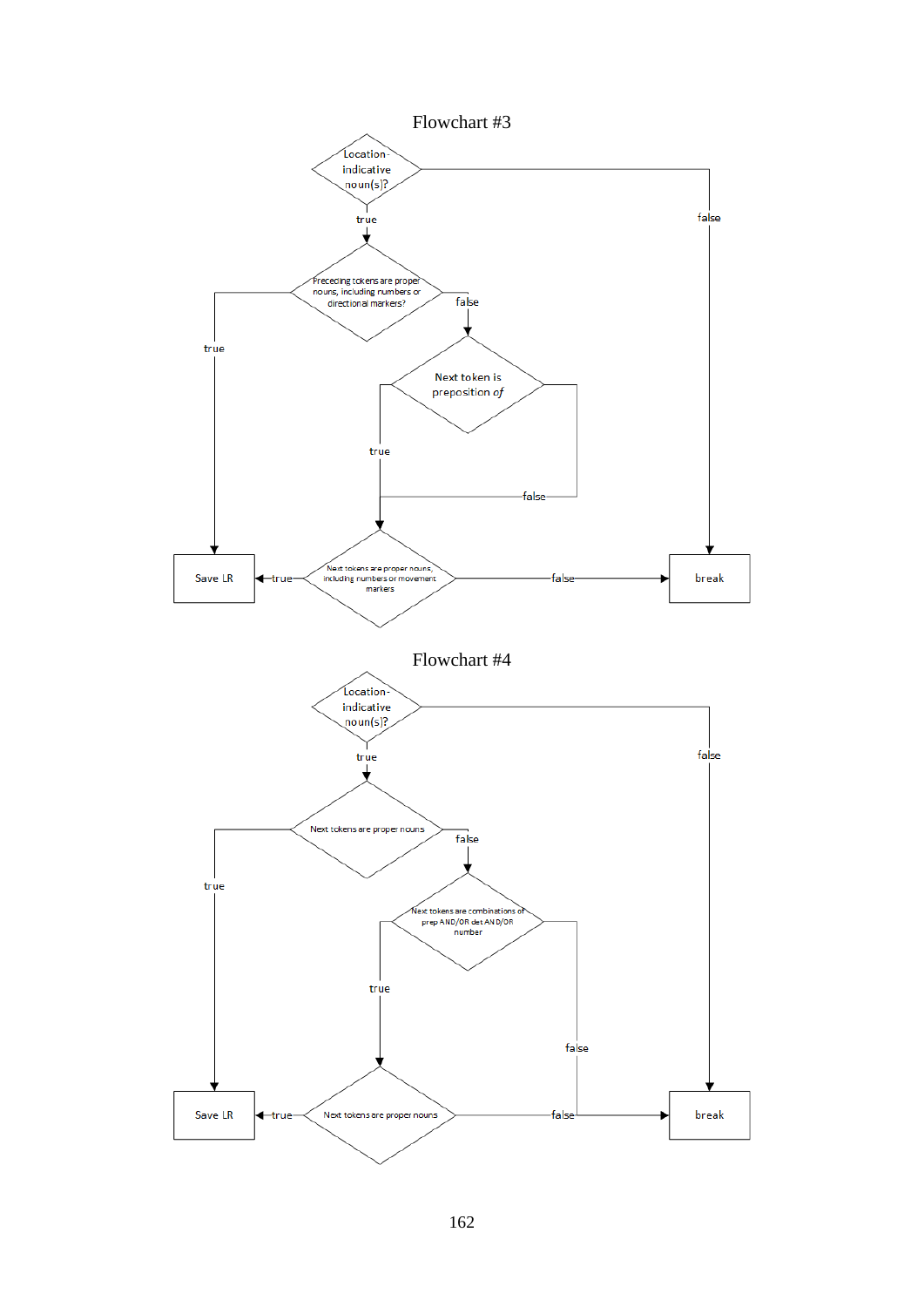Flowchart #3

Location-indicative noun(s)?

true

false

Preceding tokens are proper nouns, including numbers or directional markers?

true

false

Next token is preposition *of*

true

false

Next tokens are proper nouns, including numbers or movement markers

Save LR

true

false

break

Flowchart #4

Location-indicative noun(s)?

true

false

Next tokens are proper nouns

true

false

Next tokens are combinations of prep AND/OR det AND/OR number

true

false

Next tokens are proper nouns

Save LR

true

false

break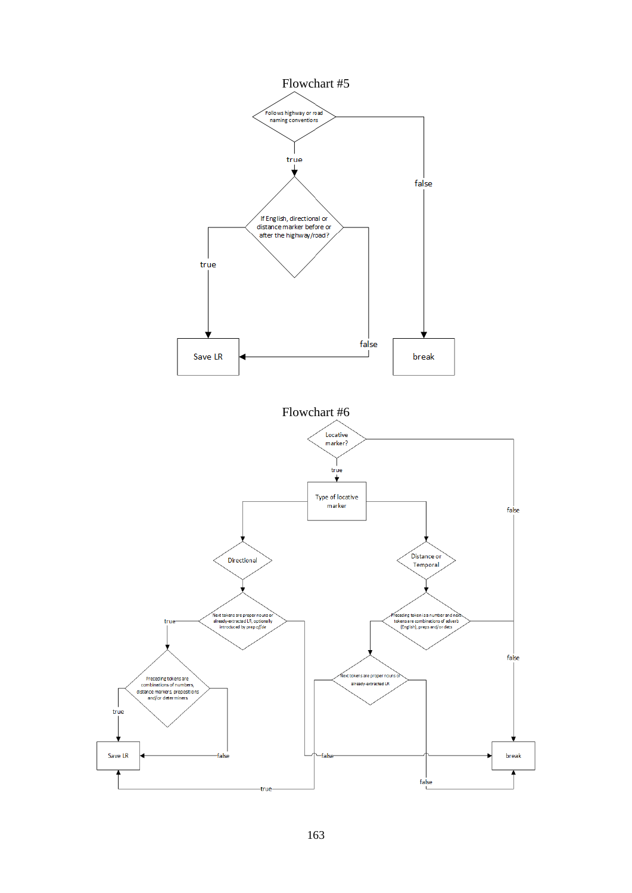# Flowchart #5

Follows highway or road naming conventions

true

false

If English, directional or distance marker before or after the highway/road?

true

false

Save LR

break

# Flowchart #6

Locative marker?

true

false

Type of locative marker

Directional

Distance or Temporal

Next tokens are proper nouns or already-extracted LR, optionally introduced by prep of/de

Preceding token is a number and next tokens are combinations of adverb (English), preps and/or dets

true

false

Preceding tokens are combinations of numbers, distance markers, prepositions and/or determiners

Next tokens are proper nouns or already-extracted LR

true

false

Save LR

false

break

false

true